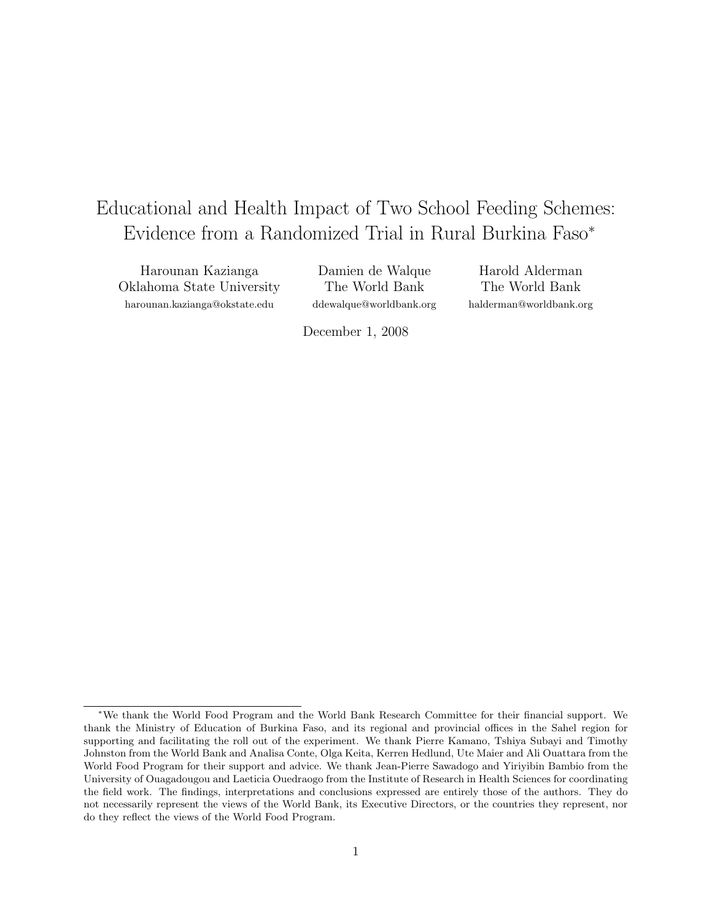# Educational and Health Impact of Two School Feeding Schemes: Evidence from a Randomized Trial in Rural Burkina Faso*

Harounan Kazianga
Oklahoma State University
harounan.kazianga@okstate.edu

Damien de Walque
The World Bank
ddewalque@worldbank.org

Harold Alderman
The World Bank
halderman@worldbank.org

December 1, 2008

---

*We thank the World Food Program and the World Bank Research Committee for their financial support. We thank the Ministry of Education of Burkina Faso, and its regional and provincial offices in the Sahel region for supporting and facilitating the roll out of the experiment. We thank Pierre Kamano, Tshiya Subayi and Timothy Johnston from the World Bank and Analisa Conte, Olga Keita, Kerren Hedlund, Ute Maier and Ali Ouattara from the World Food Program for their support and advice. We thank Jean-Pierre Sawadogo and Yiriyibin Bambio from the University of Ouagadougou and Laeticia Ouedraogo from the Institute of Research in Health Sciences for coordinating the field work. The findings, interpretations and conclusions expressed are entirely those of the authors. They do not necessarily represent the views of the World Bank, its Executive Directors, or the countries they represent, nor do they reflect the views of the World Food Program.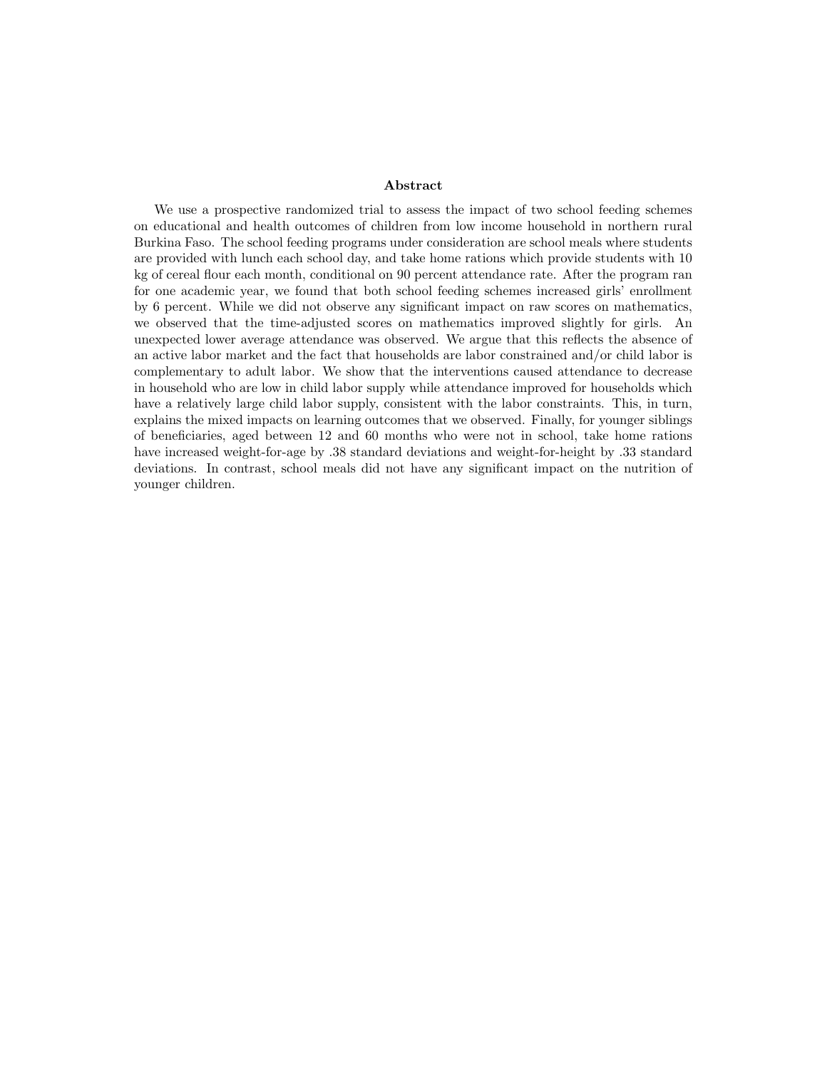## Abstract

We use a prospective randomized trial to assess the impact of two school feeding schemes on educational and health outcomes of children from low income household in northern rural Burkina Faso. The school feeding programs under consideration are school meals where students are provided with lunch each school day, and take home rations which provide students with 10 kg of cereal flour each month, conditional on 90 percent attendance rate. After the program ran for one academic year, we found that both school feeding schemes increased girls' enrollment by 6 percent. While we did not observe any significant impact on raw scores on mathematics, we observed that the time-adjusted scores on mathematics improved slightly for girls. An unexpected lower average attendance was observed. We argue that this reflects the absence of an active labor market and the fact that households are labor constrained and/or child labor is complementary to adult labor. We show that the interventions caused attendance to decrease in household who are low in child labor supply while attendance improved for households which have a relatively large child labor supply, consistent with the labor constraints. This, in turn, explains the mixed impacts on learning outcomes that we observed. Finally, for younger siblings of beneficiaries, aged between 12 and 60 months who were not in school, take home rations have increased weight-for-age by .38 standard deviations and weight-for-height by .33 standard deviations. In contrast, school meals did not have any significant impact on the nutrition of younger children.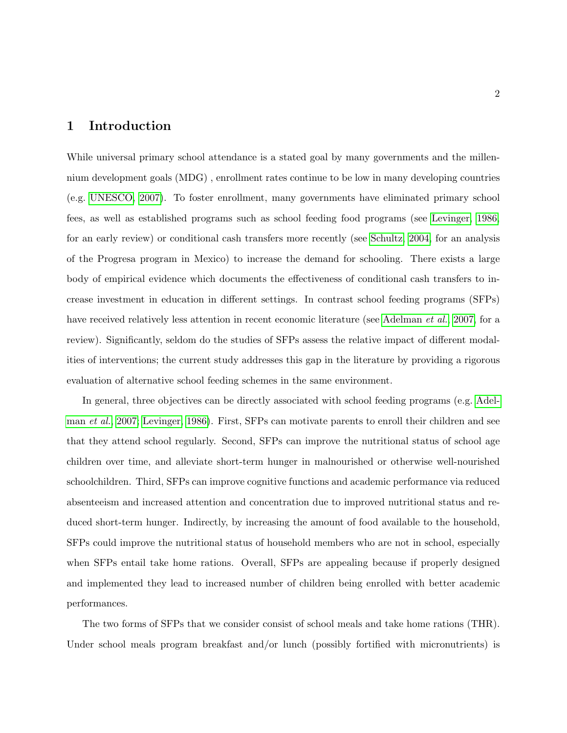# 1 Introduction

While universal primary school attendance is a stated goal by many governments and the millennium development goals (MDG) , enrollment rates continue to be low in many developing countries (e.g. UNESCO, 2007). To foster enrollment, many governments have eliminated primary school fees, as well as established programs such as school feeding food programs (see Levinger, 1986, for an early review) or conditional cash transfers more recently (see Schultz, 2004, for an analysis of the Progresa program in Mexico) to increase the demand for schooling. There exists a large body of empirical evidence which documents the effectiveness of conditional cash transfers to increase investment in education in different settings. In contrast school feeding programs (SFPs) have received relatively less attention in recent economic literature (see Adelman *et al.*, 2007, for a review). Significantly, seldom do the studies of SFPs assess the relative impact of different modalities of interventions; the current study addresses this gap in the literature by providing a rigorous evaluation of alternative school feeding schemes in the same environment.

In general, three objectives can be directly associated with school feeding programs (e.g. Adelman *et al.*, 2007; Levinger, 1986). First, SFPs can motivate parents to enroll their children and see that they attend school regularly. Second, SFPs can improve the nutritional status of school age children over time, and alleviate short-term hunger in malnourished or otherwise well-nourished schoolchildren. Third, SFPs can improve cognitive functions and academic performance via reduced absenteeism and increased attention and concentration due to improved nutritional status and reduced short-term hunger. Indirectly, by increasing the amount of food available to the household, SFPs could improve the nutritional status of household members who are not in school, especially when SFPs entail take home rations. Overall, SFPs are appealing because if properly designed and implemented they lead to increased number of children being enrolled with better academic performances.

The two forms of SFPs that we consider consist of school meals and take home rations (THR). Under school meals program breakfast and/or lunch (possibly fortified with micronutrients) is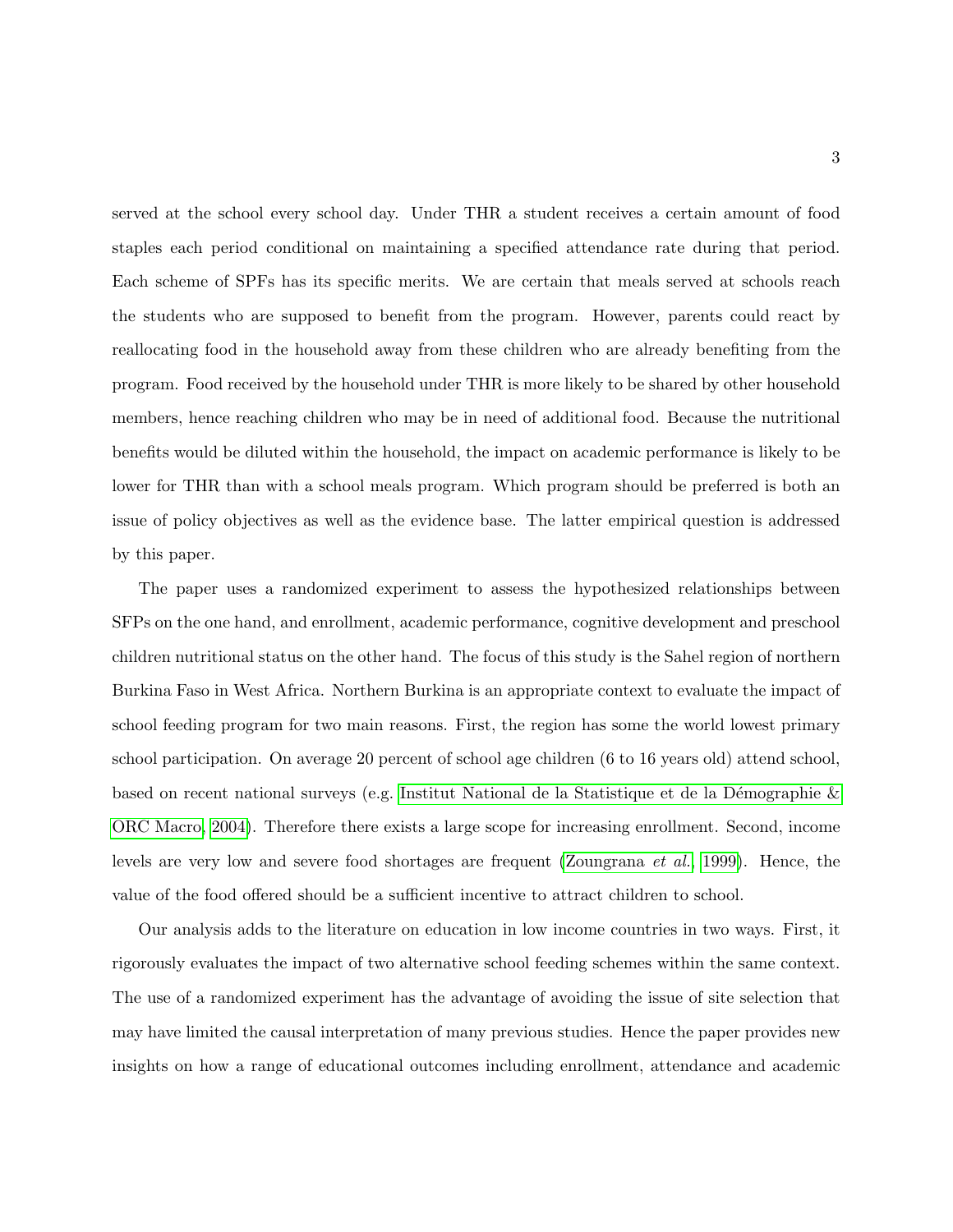served at the school every school day. Under THR a student receives a certain amount of food staples each period conditional on maintaining a specified attendance rate during that period. Each scheme of SPFs has its specific merits. We are certain that meals served at schools reach the students who are supposed to benefit from the program. However, parents could react by reallocating food in the household away from these children who are already benefiting from the program. Food received by the household under THR is more likely to be shared by other household members, hence reaching children who may be in need of additional food. Because the nutritional benefits would be diluted within the household, the impact on academic performance is likely to be lower for THR than with a school meals program. Which program should be preferred is both an issue of policy objectives as well as the evidence base. The latter empirical question is addressed by this paper.

The paper uses a randomized experiment to assess the hypothesized relationships between SFPs on the one hand, and enrollment, academic performance, cognitive development and preschool children nutritional status on the other hand. The focus of this study is the Sahel region of northern Burkina Faso in West Africa. Northern Burkina is an appropriate context to evaluate the impact of school feeding program for two main reasons. First, the region has some the world lowest primary school participation. On average 20 percent of school age children (6 to 16 years old) attend school, based on recent national surveys (e.g. Institut National de la Statistique et de la Démographie & ORC Macro, 2004). Therefore there exists a large scope for increasing enrollment. Second, income levels are very low and severe food shortages are frequent (Zoungrana *et al.*, 1999). Hence, the value of the food offered should be a sufficient incentive to attract children to school.

Our analysis adds to the literature on education in low income countries in two ways. First, it rigorously evaluates the impact of two alternative school feeding schemes within the same context. The use of a randomized experiment has the advantage of avoiding the issue of site selection that may have limited the causal interpretation of many previous studies. Hence the paper provides new insights on how a range of educational outcomes including enrollment, attendance and academic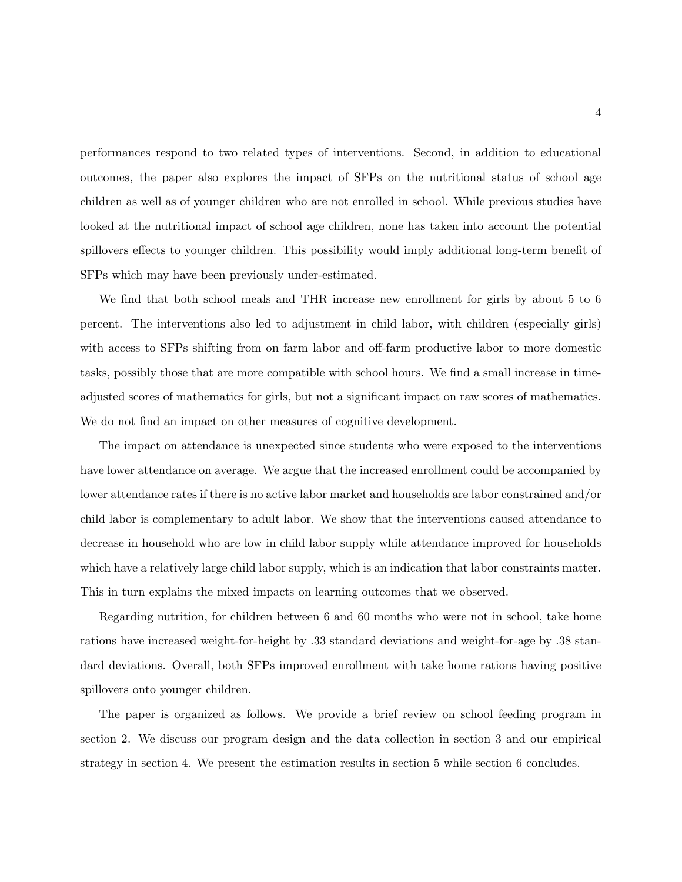performances respond to two related types of interventions. Second, in addition to educational outcomes, the paper also explores the impact of SFPs on the nutritional status of school age children as well as of younger children who are not enrolled in school. While previous studies have looked at the nutritional impact of school age children, none has taken into account the potential spillovers effects to younger children. This possibility would imply additional long-term benefit of SFPs which may have been previously under-estimated.

We find that both school meals and THR increase new enrollment for girls by about 5 to 6 percent. The interventions also led to adjustment in child labor, with children (especially girls) with access to SFPs shifting from on farm labor and off-farm productive labor to more domestic tasks, possibly those that are more compatible with school hours. We find a small increase in time-adjusted scores of mathematics for girls, but not a significant impact on raw scores of mathematics. We do not find an impact on other measures of cognitive development.

The impact on attendance is unexpected since students who were exposed to the interventions have lower attendance on average. We argue that the increased enrollment could be accompanied by lower attendance rates if there is no active labor market and households are labor constrained and/or child labor is complementary to adult labor. We show that the interventions caused attendance to decrease in household who are low in child labor supply while attendance improved for households which have a relatively large child labor supply, which is an indication that labor constraints matter. This in turn explains the mixed impacts on learning outcomes that we observed.

Regarding nutrition, for children between 6 and 60 months who were not in school, take home rations have increased weight-for-height by .33 standard deviations and weight-for-age by .38 standard deviations. Overall, both SFPs improved enrollment with take home rations having positive spillovers onto younger children.

The paper is organized as follows. We provide a brief review on school feeding program in section 2. We discuss our program design and the data collection in section 3 and our empirical strategy in section 4. We present the estimation results in section 5 while section 6 concludes.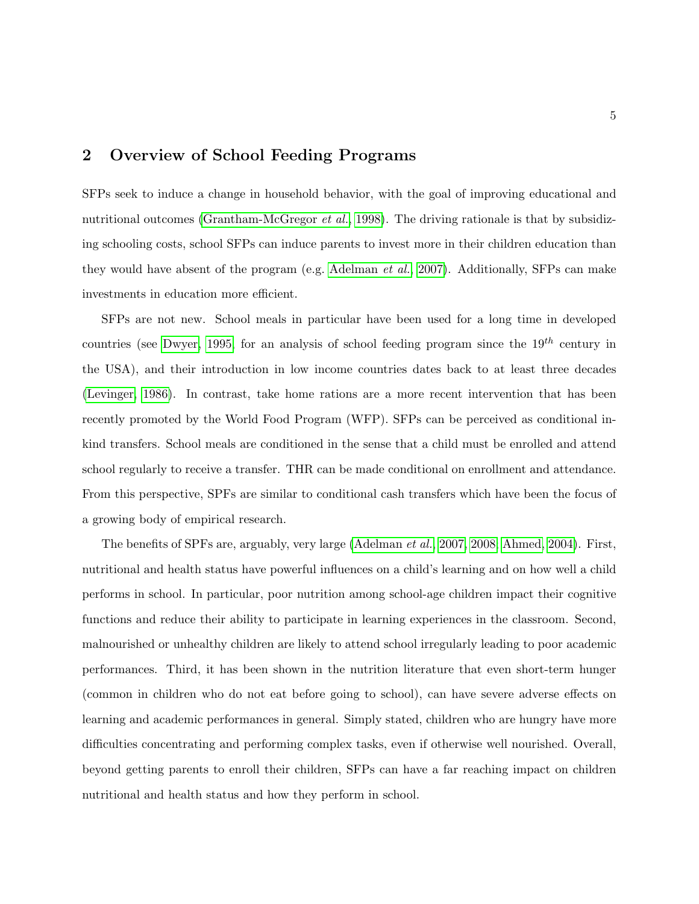## 2 Overview of School Feeding Programs

SFPs seek to induce a change in household behavior, with the goal of improving educational and nutritional outcomes (Grantham-McGregor *et al.*, 1998). The driving rationale is that by subsidizing schooling costs, school SFPs can induce parents to invest more in their children education than they would have absent of the program (e.g. Adelman *et al.*, 2007). Additionally, SFPs can make investments in education more efficient.

SFPs are not new. School meals in particular have been used for a long time in developed countries (see Dwyer, 1995, for an analysis of school feeding program since the $19^{th}$ century in the USA), and their introduction in low income countries dates back to at least three decades (Levinger, 1986). In contrast, take home rations are a more recent intervention that has been recently promoted by the World Food Program (WFP). SFPs can be perceived as conditional in-kind transfers. School meals are conditioned in the sense that a child must be enrolled and attend school regularly to receive a transfer. THR can be made conditional on enrollment and attendance. From this perspective, SPFs are similar to conditional cash transfers which have been the focus of a growing body of empirical research.

The benefits of SPFs are, arguably, very large (Adelman *et al.*, 2007, 2008; Ahmed, 2004). First, nutritional and health status have powerful influences on a child's learning and on how well a child performs in school. In particular, poor nutrition among school-age children impact their cognitive functions and reduce their ability to participate in learning experiences in the classroom. Second, malnourished or unhealthy children are likely to attend school irregularly leading to poor academic performances. Third, it has been shown in the nutrition literature that even short-term hunger (common in children who do not eat before going to school), can have severe adverse effects on learning and academic performances in general. Simply stated, children who are hungry have more difficulties concentrating and performing complex tasks, even if otherwise well nourished. Overall, beyond getting parents to enroll their children, SFPs can have a far reaching impact on children nutritional and health status and how they perform in school.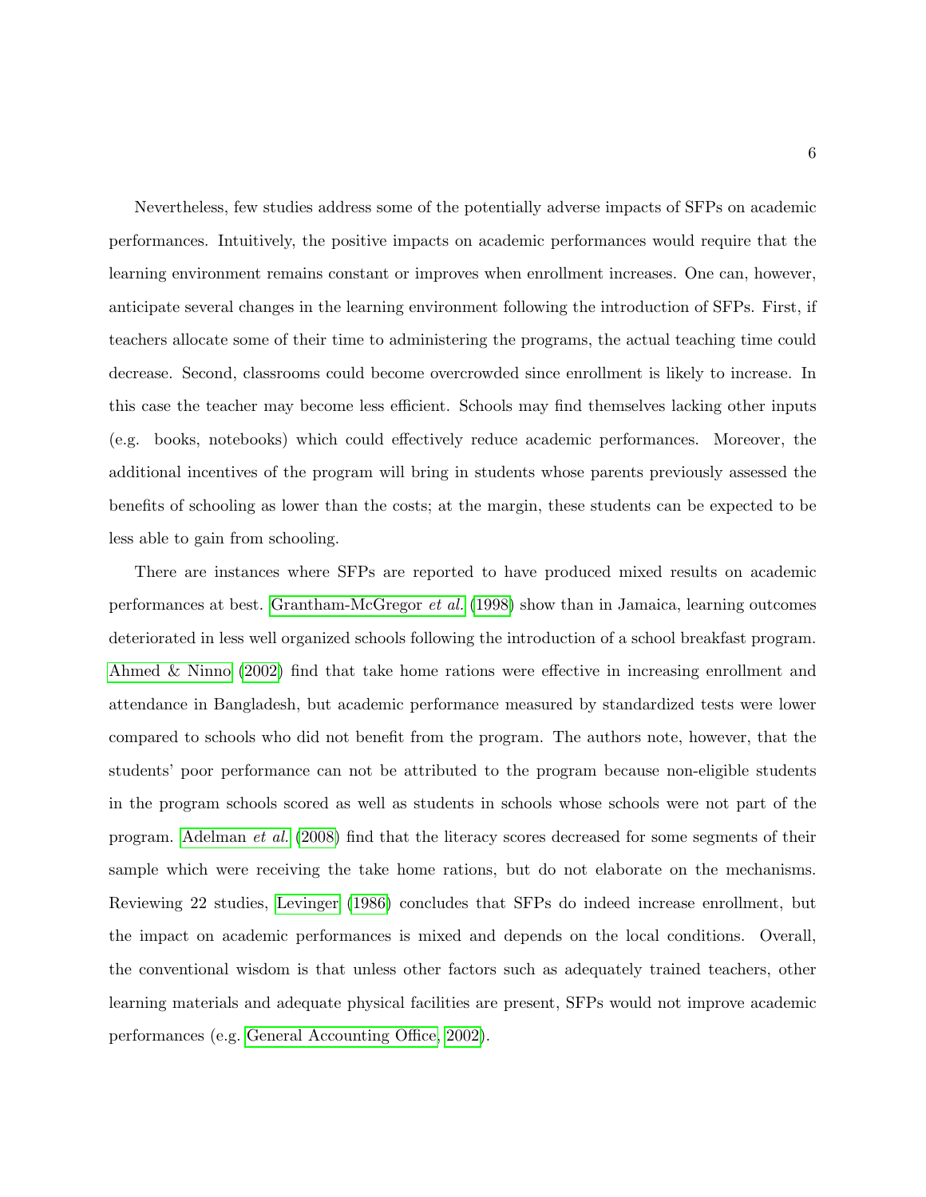Nevertheless, few studies address some of the potentially adverse impacts of SFPs on academic performances. Intuitively, the positive impacts on academic performances would require that the learning environment remains constant or improves when enrollment increases. One can, however, anticipate several changes in the learning environment following the introduction of SFPs. First, if teachers allocate some of their time to administering the programs, the actual teaching time could decrease. Second, classrooms could become overcrowded since enrollment is likely to increase. In this case the teacher may become less efficient. Schools may find themselves lacking other inputs (e.g. books, notebooks) which could effectively reduce academic performances. Moreover, the additional incentives of the program will bring in students whose parents previously assessed the benefits of schooling as lower than the costs; at the margin, these students can be expected to be less able to gain from schooling.

There are instances where SFPs are reported to have produced mixed results on academic performances at best. Grantham-McGregor *et al.* (1998) show than in Jamaica, learning outcomes deteriorated in less well organized schools following the introduction of a school breakfast program. Ahmed & Ninno (2002) find that take home rations were effective in increasing enrollment and attendance in Bangladesh, but academic performance measured by standardized tests were lower compared to schools who did not benefit from the program. The authors note, however, that the students' poor performance can not be attributed to the program because non-eligible students in the program schools scored as well as students in schools whose schools were not part of the program. Adelman *et al.* (2008) find that the literacy scores decreased for some segments of their sample which were receiving the take home rations, but do not elaborate on the mechanisms. Reviewing 22 studies, Levinger (1986) concludes that SFPs do indeed increase enrollment, but the impact on academic performances is mixed and depends on the local conditions. Overall, the conventional wisdom is that unless other factors such as adequately trained teachers, other learning materials and adequate physical facilities are present, SFPs would not improve academic performances (e.g. General Accounting Office, 2002).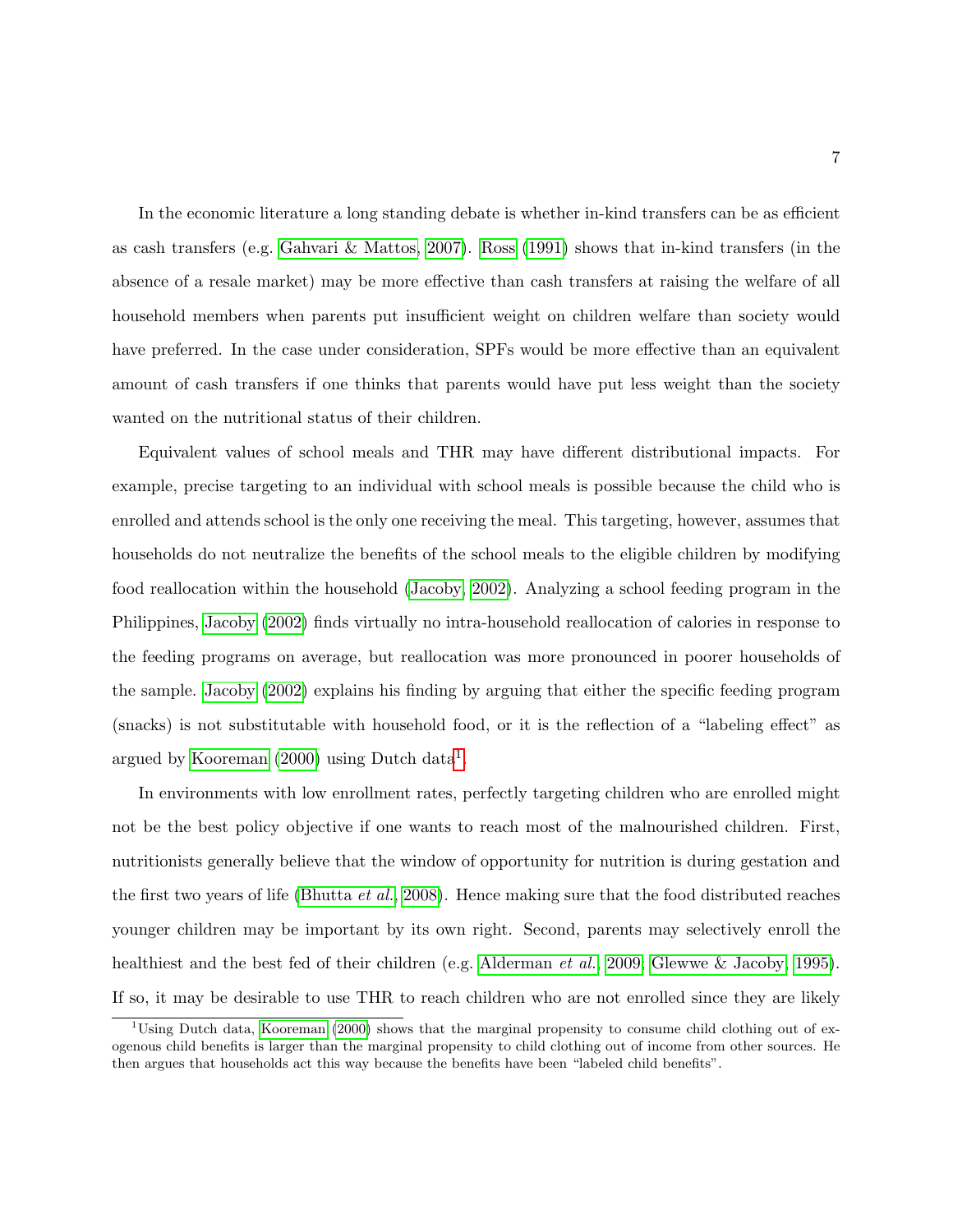In the economic literature a long standing debate is whether in-kind transfers can be as efficient as cash transfers (e.g. Gahvari & Mattos, 2007). Ross (1991) shows that in-kind transfers (in the absence of a resale market) may be more effective than cash transfers at raising the welfare of all household members when parents put insufficient weight on children welfare than society would have preferred. In the case under consideration, SPFs would be more effective than an equivalent amount of cash transfers if one thinks that parents would have put less weight than the society wanted on the nutritional status of their children.

Equivalent values of school meals and THR may have different distributional impacts. For example, precise targeting to an individual with school meals is possible because the child who is enrolled and attends school is the only one receiving the meal. This targeting, however, assumes that households do not neutralize the benefits of the school meals to the eligible children by modifying food reallocation within the household (Jacoby, 2002). Analyzing a school feeding program in the Philippines, Jacoby (2002) finds virtually no intra-household reallocation of calories in response to the feeding programs on average, but reallocation was more pronounced in poorer households of the sample. Jacoby (2002) explains his finding by arguing that either the specific feeding program (snacks) is not substitutable with household food, or it is the reflection of a "labeling effect" as argued by Kooreman (2000) using Dutch data[1].

In environments with low enrollment rates, perfectly targeting children who are enrolled might not be the best policy objective if one wants to reach most of the malnourished children. First, nutritionists generally believe that the window of opportunity for nutrition is during gestation and the first two years of life (Bhutta *et al.*, 2008). Hence making sure that the food distributed reaches younger children may be important by its own right. Second, parents may selectively enroll the healthiest and the best fed of their children (e.g. Alderman *et al.*, 2009; Glewwe & Jacoby, 1995). If so, it may be desirable to use THR to reach children who are not enrolled since they are likely

[1] Using Dutch data, Kooreman (2000) shows that the marginal propensity to consume child clothing out of exogenous child benefits is larger than the marginal propensity to child clothing out of income from other sources. He then argues that households act this way because the benefits have been "labeled child benefits".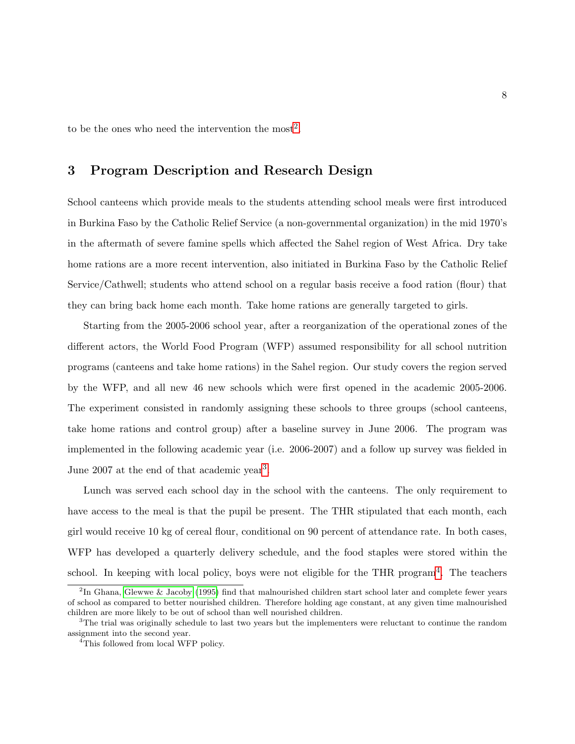to be the ones who need the intervention the most[2].

## 3 Program Description and Research Design

School canteens which provide meals to the students attending school meals were first introduced in Burkina Faso by the Catholic Relief Service (a non-governmental organization) in the mid 1970's in the aftermath of severe famine spells which affected the Sahel region of West Africa. Dry take home rations are a more recent intervention, also initiated in Burkina Faso by the Catholic Relief Service/Cathwell; students who attend school on a regular basis receive a food ration (flour) that they can bring back home each month. Take home rations are generally targeted to girls.

Starting from the 2005-2006 school year, after a reorganization of the operational zones of the different actors, the World Food Program (WFP) assumed responsibility for all school nutrition programs (canteens and take home rations) in the Sahel region. Our study covers the region served by the WFP, and all new 46 new schools which were first opened in the academic 2005-2006. The experiment consisted in randomly assigning these schools to three groups (school canteens, take home rations and control group) after a baseline survey in June 2006. The program was implemented in the following academic year (i.e. 2006-2007) and a follow up survey was fielded in June 2007 at the end of that academic year[3].

Lunch was served each school day in the school with the canteens. The only requirement to have access to the meal is that the pupil be present. The THR stipulated that each month, each girl would receive 10 kg of cereal flour, conditional on 90 percent of attendance rate. In both cases, WFP has developed a quarterly delivery schedule, and the food staples were stored within the school. In keeping with local policy, boys were not eligible for the THR program[4]. The teachers

[2] In Ghana, Glewwe & Jacoby (1995) find that malnourished children start school later and complete fewer years of school as compared to better nourished children. Therefore holding age constant, at any given time malnourished children are more likely to be out of school than well nourished children.

[3] The trial was originally schedule to last two years but the implementers were reluctant to continue the random assignment into the second year.

[4] This followed from local WFP policy.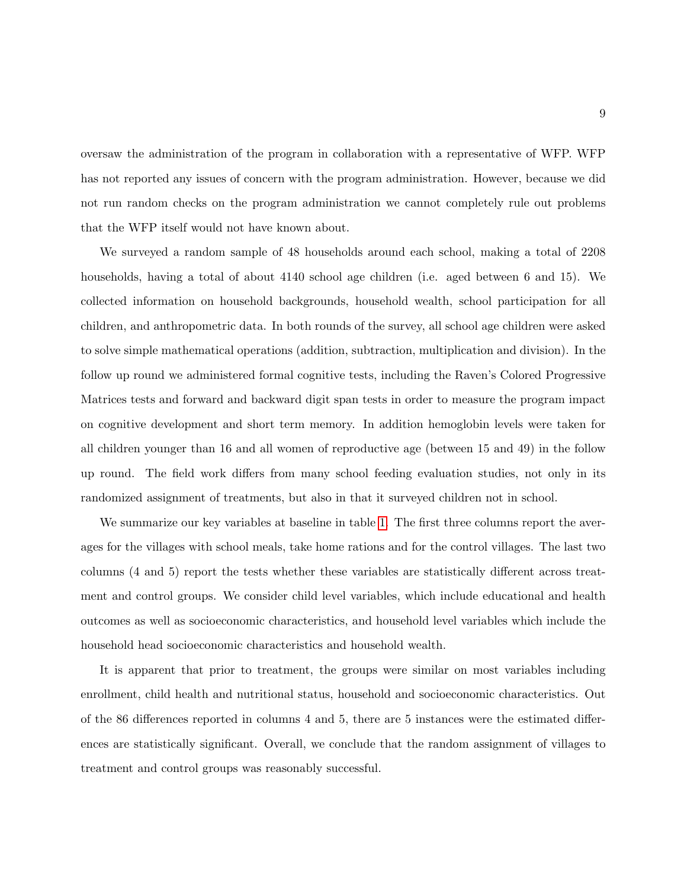oversaw the administration of the program in collaboration with a representative of WFP. WFP has not reported any issues of concern with the program administration. However, because we did not run random checks on the program administration we cannot completely rule out problems that the WFP itself would not have known about.

We surveyed a random sample of 48 households around each school, making a total of 2208 households, having a total of about 4140 school age children (i.e. aged between 6 and 15). We collected information on household backgrounds, household wealth, school participation for all children, and anthropometric data. In both rounds of the survey, all school age children were asked to solve simple mathematical operations (addition, subtraction, multiplication and division). In the follow up round we administered formal cognitive tests, including the Raven's Colored Progressive Matrices tests and forward and backward digit span tests in order to measure the program impact on cognitive development and short term memory. In addition hemoglobin levels were taken for all children younger than 16 and all women of reproductive age (between 15 and 49) in the follow up round. The field work differs from many school feeding evaluation studies, not only in its randomized assignment of treatments, but also in that it surveyed children not in school.

We summarize our key variables at baseline in table 1. The first three columns report the averages for the villages with school meals, take home rations and for the control villages. The last two columns (4 and 5) report the tests whether these variables are statistically different across treatment and control groups. We consider child level variables, which include educational and health outcomes as well as socioeconomic characteristics, and household level variables which include the household head socioeconomic characteristics and household wealth.

It is apparent that prior to treatment, the groups were similar on most variables including enrollment, child health and nutritional status, household and socioeconomic characteristics. Out of the 86 differences reported in columns 4 and 5, there are 5 instances were the estimated differences are statistically significant. Overall, we conclude that the random assignment of villages to treatment and control groups was reasonably successful.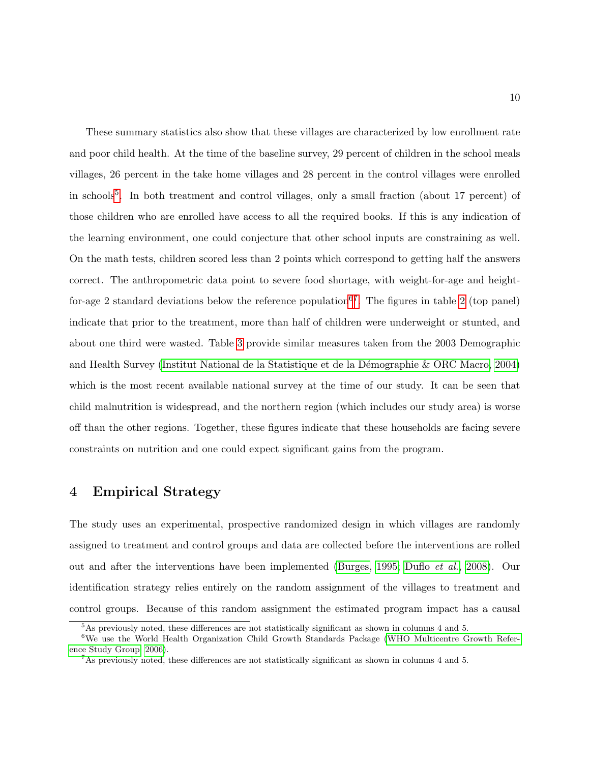These summary statistics also show that these villages are characterized by low enrollment rate and poor child health. At the time of the baseline survey, 29 percent of children in the school meals villages, 26 percent in the take home villages and 28 percent in the control villages were enrolled in schools[5]. In both treatment and control villages, only a small fraction (about 17 percent) of those children who are enrolled have access to all the required books. If this is any indication of the learning environment, one could conjecture that other school inputs are constraining as well. On the math tests, children scored less than 2 points which correspond to getting half the answers correct. The anthropometric data point to severe food shortage, with weight-for-age and height-for-age 2 standard deviations below the reference population[6][7]. The figures in table 2 (top panel) indicate that prior to the treatment, more than half of children were underweight or stunted, and about one third were wasted. Table 3 provide similar measures taken from the 2003 Demographic and Health Survey (Institut National de la Statistique et de la Démographie & ORC Macro, 2004) which is the most recent available national survey at the time of our study. It can be seen that child malnutrition is widespread, and the northern region (which includes our study area) is worse off than the other regions. Together, these figures indicate that these households are facing severe constraints on nutrition and one could expect significant gains from the program.

# 4 Empirical Strategy

The study uses an experimental, prospective randomized design in which villages are randomly assigned to treatment and control groups and data are collected before the interventions are rolled out and after the interventions have been implemented (Burges, 1995; Duflo *et al.*, 2008). Our identification strategy relies entirely on the random assignment of the villages to treatment and control groups. Because of this random assignment the estimated program impact has a causal

[5] As previously noted, these differences are not statistically significant as shown in columns 4 and 5.

[6] We use the World Health Organization Child Growth Standards Package (WHO Multicentre Growth Reference Study Group, 2006).

[7] As previously noted, these differences are not statistically significant as shown in columns 4 and 5.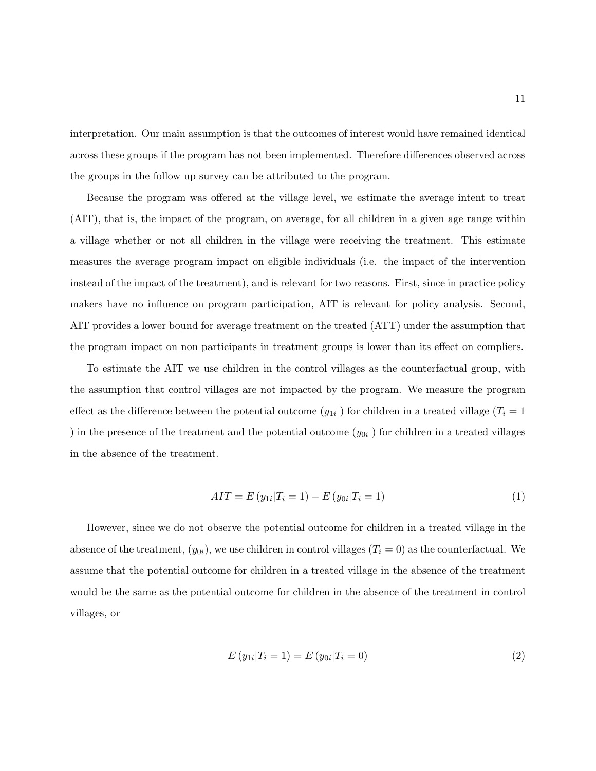interpretation. Our main assumption is that the outcomes of interest would have remained identical across these groups if the program has not been implemented. Therefore differences observed across the groups in the follow up survey can be attributed to the program.

Because the program was offered at the village level, we estimate the average intent to treat (AIT), that is, the impact of the program, on average, for all children in a given age range within a village whether or not all children in the village were receiving the treatment. This estimate measures the average program impact on eligible individuals (i.e. the impact of the intervention instead of the impact of the treatment), and is relevant for two reasons. First, since in practice policy makers have no influence on program participation, AIT is relevant for policy analysis. Second, AIT provides a lower bound for average treatment on the treated (ATT) under the assumption that the program impact on non participants in treatment groups is lower than its effect on compliers.

To estimate the AIT we use children in the control villages as the counterfactual group, with the assumption that control villages are not impacted by the program. We measure the program effect as the difference between the potential outcome ($y_{1i}$ ) for children in a treated village ($T_i = 1$ ) in the presence of the treatment and the potential outcome ($y_{0i}$ ) for children in a treated villages in the absence of the treatment.

$$AIT = E\left(y_{1i}|T_i = 1\right) - E\left(y_{0i}|T_i = 1\right) \tag{1}$$

However, since we do not observe the potential outcome for children in a treated village in the absence of the treatment, ($y_{0i}$), we use children in control villages ($T_i = 0$) as the counterfactual. We assume that the potential outcome for children in a treated village in the absence of the treatment would be the same as the potential outcome for children in the absence of the treatment in control villages, or

$$E\left(y_{1i}|T_i = 1\right) = E\left(y_{0i}|T_i = 0\right) \tag{2}$$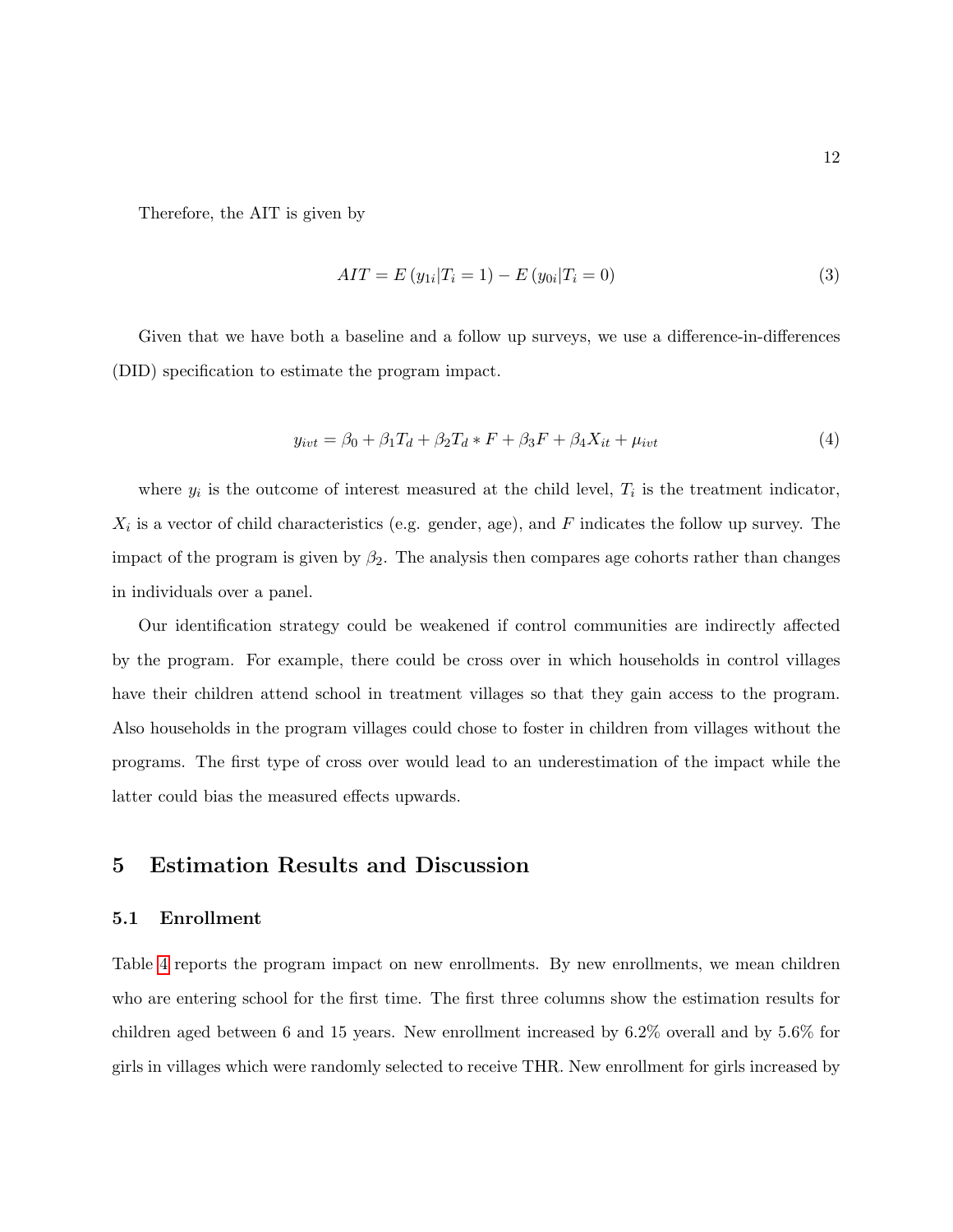Therefore, the AIT is given by

$$AIT = E\left(y_{1i}|T_i = 1\right) - E\left(y_{0i}|T_i = 0\right) \tag{3}$$

Given that we have both a baseline and a follow up surveys, we use a difference-in-differences (DID) specification to estimate the program impact.

$$y_{ivt} = \beta_0 + \beta_1 T_d + \beta_2 T_d * F + \beta_3 F + \beta_4 X_{it} + \mu_{ivt} \tag{4}$$

where $y_i$ is the outcome of interest measured at the child level, $T_i$ is the treatment indicator, $X_i$ is a vector of child characteristics (e.g. gender, age), and $F$ indicates the follow up survey. The impact of the program is given by $\beta_2$. The analysis then compares age cohorts rather than changes in individuals over a panel.

Our identification strategy could be weakened if control communities are indirectly affected by the program. For example, there could be cross over in which households in control villages have their children attend school in treatment villages so that they gain access to the program. Also households in the program villages could chose to foster in children from villages without the programs. The first type of cross over would lead to an underestimation of the impact while the latter could bias the measured effects upwards.

## 5 Estimation Results and Discussion

### 5.1 Enrollment

Table 4 reports the program impact on new enrollments. By new enrollments, we mean children who are entering school for the first time. The first three columns show the estimation results for children aged between 6 and 15 years. New enrollment increased by 6.2% overall and by 5.6% for girls in villages which were randomly selected to receive THR. New enrollment for girls increased by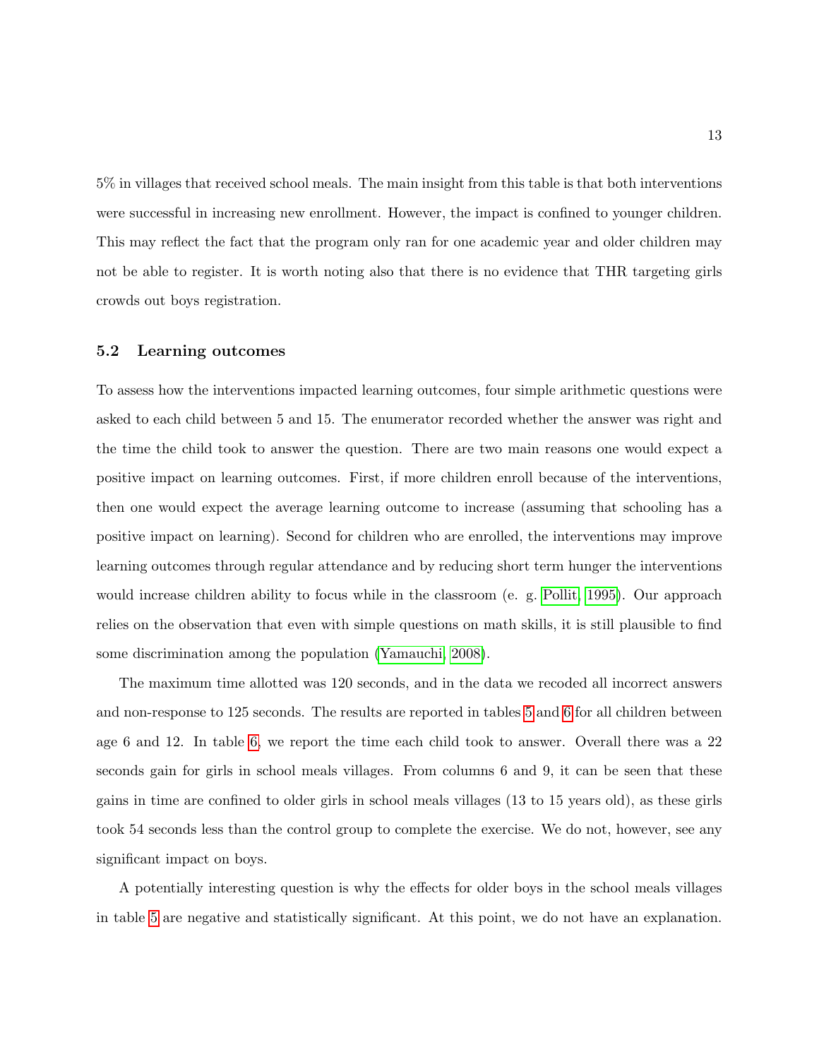5% in villages that received school meals. The main insight from this table is that both interventions were successful in increasing new enrollment. However, the impact is confined to younger children. This may reflect the fact that the program only ran for one academic year and older children may not be able to register. It is worth noting also that there is no evidence that THR targeting girls crowds out boys registration.

### 5.2 Learning outcomes

To assess how the interventions impacted learning outcomes, four simple arithmetic questions were asked to each child between 5 and 15. The enumerator recorded whether the answer was right and the time the child took to answer the question. There are two main reasons one would expect a positive impact on learning outcomes. First, if more children enroll because of the interventions, then one would expect the average learning outcome to increase (assuming that schooling has a positive impact on learning). Second for children who are enrolled, the interventions may improve learning outcomes through regular attendance and by reducing short term hunger the interventions would increase children ability to focus while in the classroom (e. g. Pollit, 1995). Our approach relies on the observation that even with simple questions on math skills, it is still plausible to find some discrimination among the population (Yamauchi, 2008).

The maximum time allotted was 120 seconds, and in the data we recoded all incorrect answers and non-response to 125 seconds. The results are reported in tables 5 and 6 for all children between age 6 and 12. In table 6, we report the time each child took to answer. Overall there was a 22 seconds gain for girls in school meals villages. From columns 6 and 9, it can be seen that these gains in time are confined to older girls in school meals villages (13 to 15 years old), as these girls took 54 seconds less than the control group to complete the exercise. We do not, however, see any significant impact on boys.

A potentially interesting question is why the effects for older boys in the school meals villages in table 5 are negative and statistically significant. At this point, we do not have an explanation.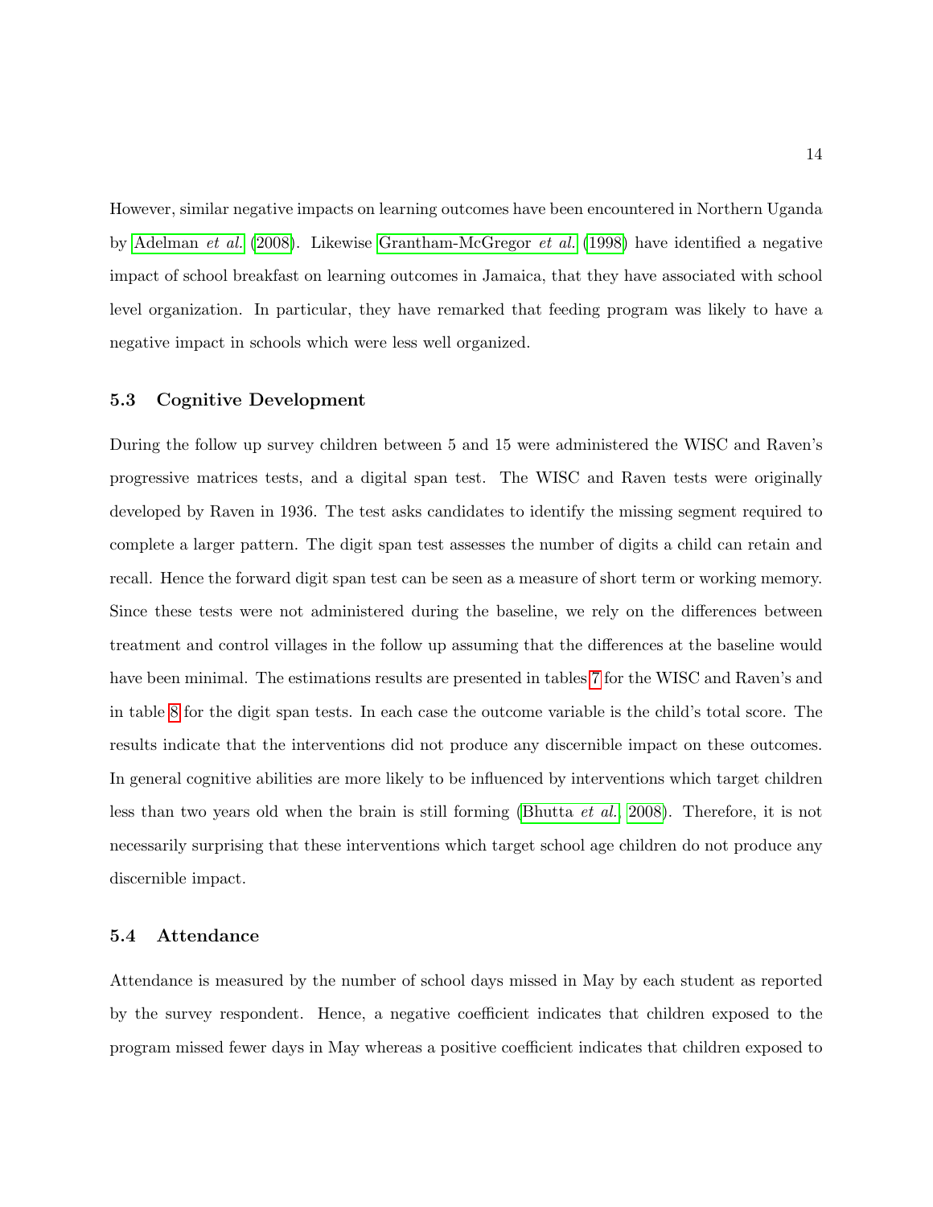However, similar negative impacts on learning outcomes have been encountered in Northern Uganda by Adelman *et al.* (2008). Likewise Grantham-McGregor *et al.* (1998) have identified a negative impact of school breakfast on learning outcomes in Jamaica, that they have associated with school level organization. In particular, they have remarked that feeding program was likely to have a negative impact in schools which were less well organized.

### 5.3 Cognitive Development

During the follow up survey children between 5 and 15 were administered the WISC and Raven's progressive matrices tests, and a digital span test. The WISC and Raven tests were originally developed by Raven in 1936. The test asks candidates to identify the missing segment required to complete a larger pattern. The digit span test assesses the number of digits a child can retain and recall. Hence the forward digit span test can be seen as a measure of short term or working memory. Since these tests were not administered during the baseline, we rely on the differences between treatment and control villages in the follow up assuming that the differences at the baseline would have been minimal. The estimations results are presented in tables 7 for the WISC and Raven's and in table 8 for the digit span tests. In each case the outcome variable is the child's total score. The results indicate that the interventions did not produce any discernible impact on these outcomes. In general cognitive abilities are more likely to be influenced by interventions which target children less than two years old when the brain is still forming (Bhutta *et al.*, 2008). Therefore, it is not necessarily surprising that these interventions which target school age children do not produce any discernible impact.

### 5.4 Attendance

Attendance is measured by the number of school days missed in May by each student as reported by the survey respondent. Hence, a negative coefficient indicates that children exposed to the program missed fewer days in May whereas a positive coefficient indicates that children exposed to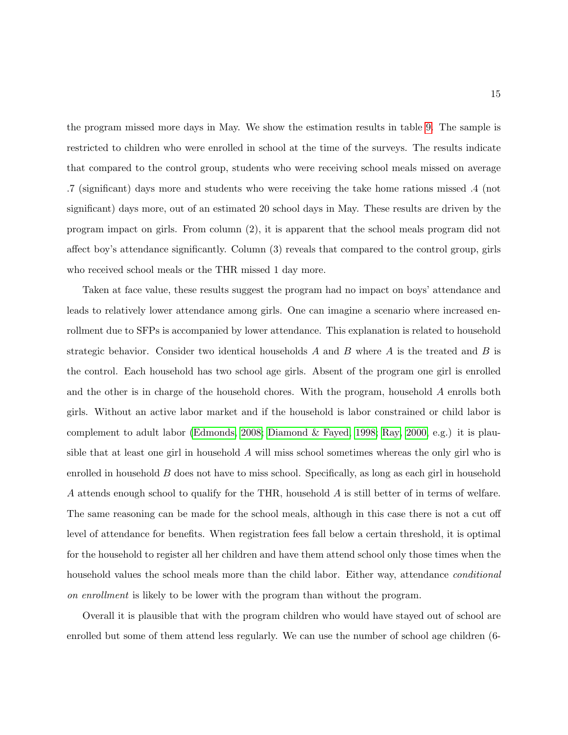the program missed more days in May. We show the estimation results in table 9. The sample is restricted to children who were enrolled in school at the time of the surveys. The results indicate that compared to the control group, students who were receiving school meals missed on average .7 (significant) days more and students who were receiving the take home rations missed .4 (not significant) days more, out of an estimated 20 school days in May. These results are driven by the program impact on girls. From column (2), it is apparent that the school meals program did not affect boy's attendance significantly. Column (3) reveals that compared to the control group, girls who received school meals or the THR missed 1 day more.

Taken at face value, these results suggest the program had no impact on boys' attendance and leads to relatively lower attendance among girls. One can imagine a scenario where increased enrollment due to SFPs is accompanied by lower attendance. This explanation is related to household strategic behavior. Consider two identical households $A$ and $B$ where $A$ is the treated and $B$ is the control. Each household has two school age girls. Absent of the program one girl is enrolled and the other is in charge of the household chores. With the program, household $A$ enrolls both girls. Without an active labor market and if the household is labor constrained or child labor is complement to adult labor (Edmonds, 2008; Diamond & Fayed, 1998; Ray, 2000, e.g.) it is plausible that at least one girl in household $A$ will miss school sometimes whereas the only girl who is enrolled in household $B$ does not have to miss school. Specifically, as long as each girl in household $A$ attends enough school to qualify for the THR, household $A$ is still better of in terms of welfare. The same reasoning can be made for the school meals, although in this case there is not a cut off level of attendance for benefits. When registration fees fall below a certain threshold, it is optimal for the household to register all her children and have them attend school only those times when the household values the school meals more than the child labor. Either way, attendance *conditional on enrollment* is likely to be lower with the program than without the program.

Overall it is plausible that with the program children who would have stayed out of school are enrolled but some of them attend less regularly. We can use the number of school age children (6-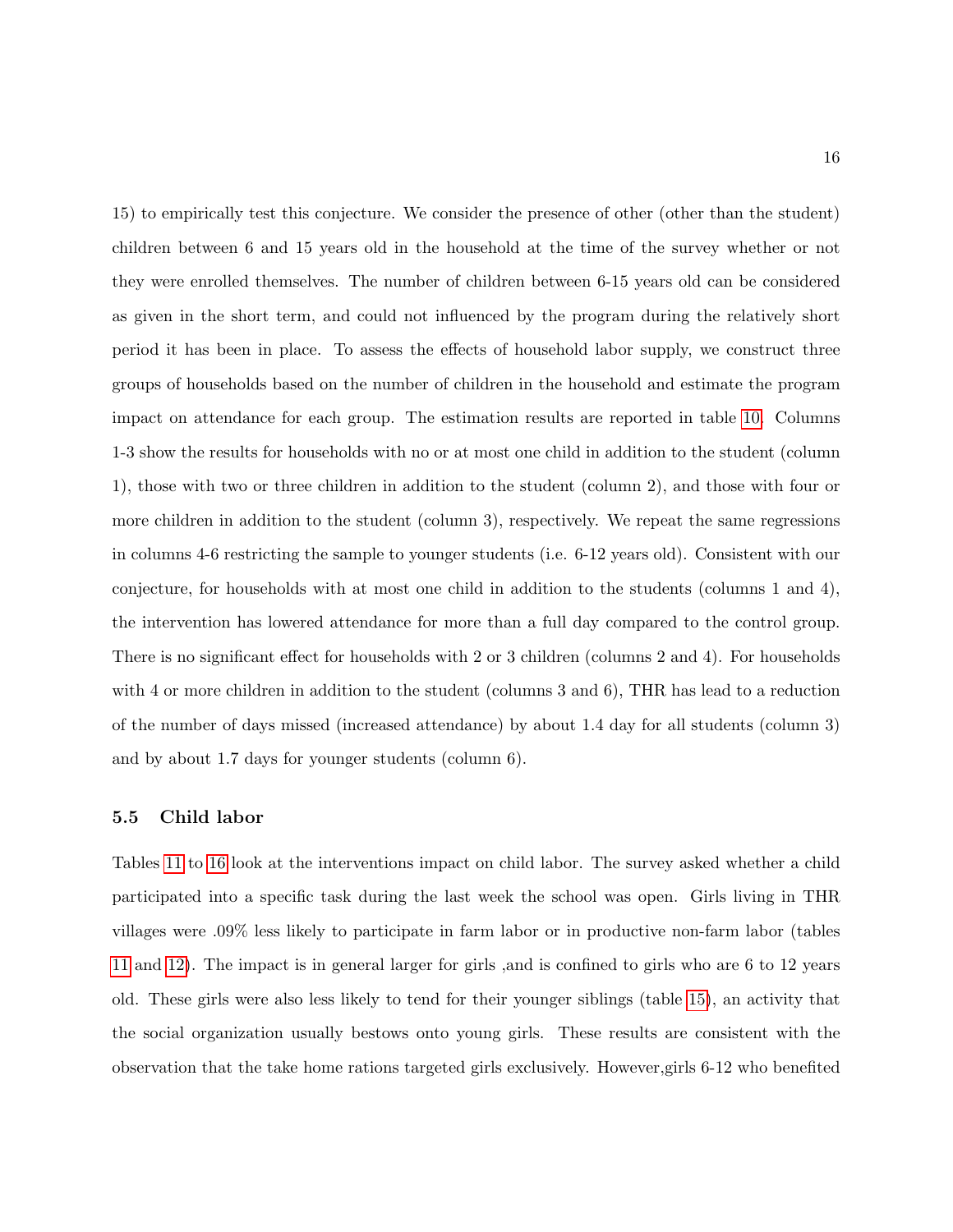15) to empirically test this conjecture. We consider the presence of other (other than the student) children between 6 and 15 years old in the household at the time of the survey whether or not they were enrolled themselves. The number of children between 6-15 years old can be considered as given in the short term, and could not influenced by the program during the relatively short period it has been in place. To assess the effects of household labor supply, we construct three groups of households based on the number of children in the household and estimate the program impact on attendance for each group. The estimation results are reported in table 10. Columns 1-3 show the results for households with no or at most one child in addition to the student (column 1), those with two or three children in addition to the student (column 2), and those with four or more children in addition to the student (column 3), respectively. We repeat the same regressions in columns 4-6 restricting the sample to younger students (i.e. 6-12 years old). Consistent with our conjecture, for households with at most one child in addition to the students (columns 1 and 4), the intervention has lowered attendance for more than a full day compared to the control group. There is no significant effect for households with 2 or 3 children (columns 2 and 4). For households with 4 or more children in addition to the student (columns 3 and 6), THR has lead to a reduction of the number of days missed (increased attendance) by about 1.4 day for all students (column 3) and by about 1.7 days for younger students (column 6).

### 5.5 Child labor

Tables 11 to 16 look at the interventions impact on child labor. The survey asked whether a child participated into a specific task during the last week the school was open. Girls living in THR villages were .09% less likely to participate in farm labor or in productive non-farm labor (tables 11 and 12). The impact is in general larger for girls ,and is confined to girls who are 6 to 12 years old. These girls were also less likely to tend for their younger siblings (table 15), an activity that the social organization usually bestows onto young girls. These results are consistent with the observation that the take home rations targeted girls exclusively. However,girls 6-12 who benefited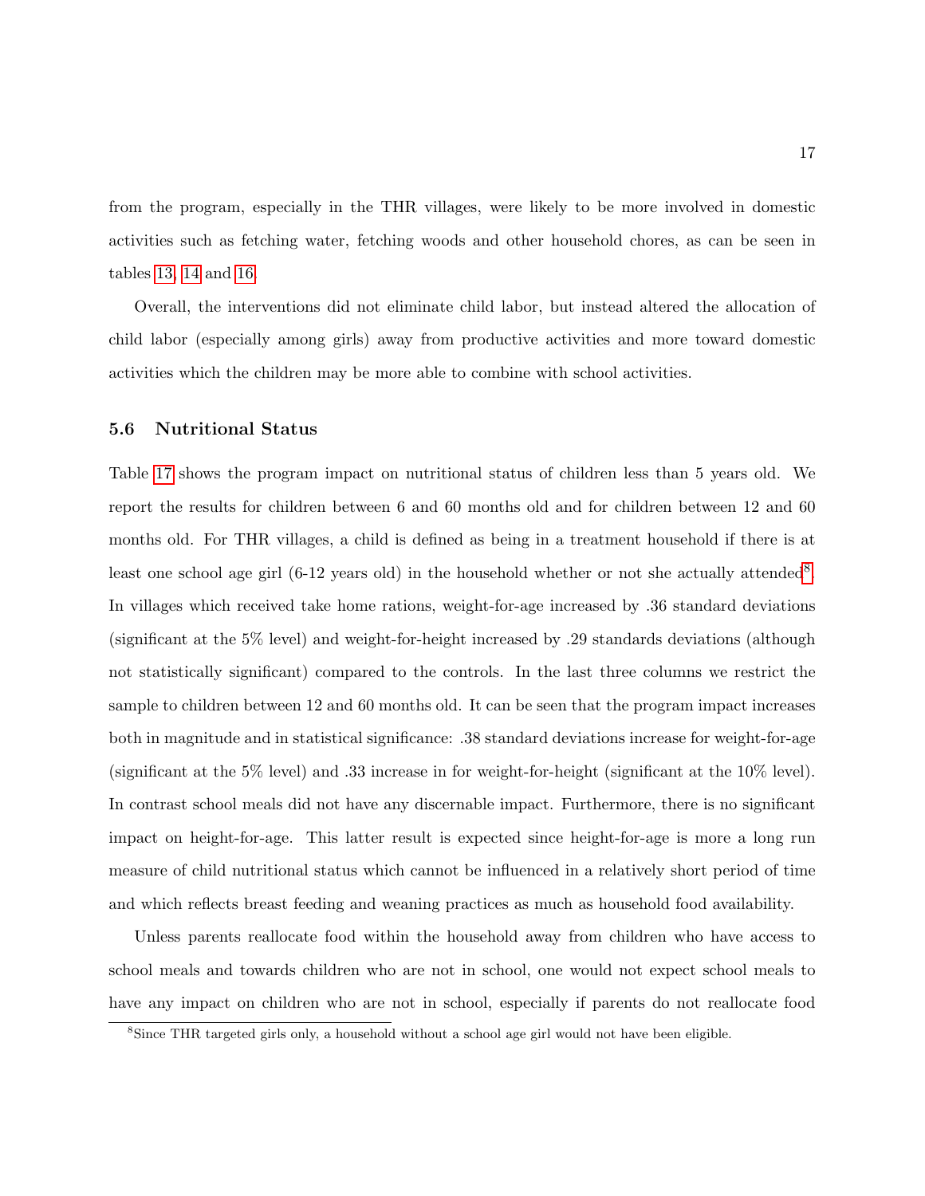from the program, especially in the THR villages, were likely to be more involved in domestic activities such as fetching water, fetching woods and other household chores, as can be seen in tables 13, 14 and 16.

Overall, the interventions did not eliminate child labor, but instead altered the allocation of child labor (especially among girls) away from productive activities and more toward domestic activities which the children may be more able to combine with school activities.

### 5.6 Nutritional Status

Table 17 shows the program impact on nutritional status of children less than 5 years old. We report the results for children between 6 and 60 months old and for children between 12 and 60 months old. For THR villages, a child is defined as being in a treatment household if there is at least one school age girl (6-12 years old) in the household whether or not she actually attended[8]. In villages which received take home rations, weight-for-age increased by .36 standard deviations (significant at the 5% level) and weight-for-height increased by .29 standards deviations (although not statistically significant) compared to the controls. In the last three columns we restrict the sample to children between 12 and 60 months old. It can be seen that the program impact increases both in magnitude and in statistical significance: .38 standard deviations increase for weight-for-age (significant at the 5% level) and .33 increase in for weight-for-height (significant at the 10% level). In contrast school meals did not have any discernable impact. Furthermore, there is no significant impact on height-for-age. This latter result is expected since height-for-age is more a long run measure of child nutritional status which cannot be influenced in a relatively short period of time and which reflects breast feeding and weaning practices as much as household food availability.

Unless parents reallocate food within the household away from children who have access to school meals and towards children who are not in school, one would not expect school meals to have any impact on children who are not in school, especially if parents do not reallocate food

[8] Since THR targeted girls only, a household without a school age girl would not have been eligible.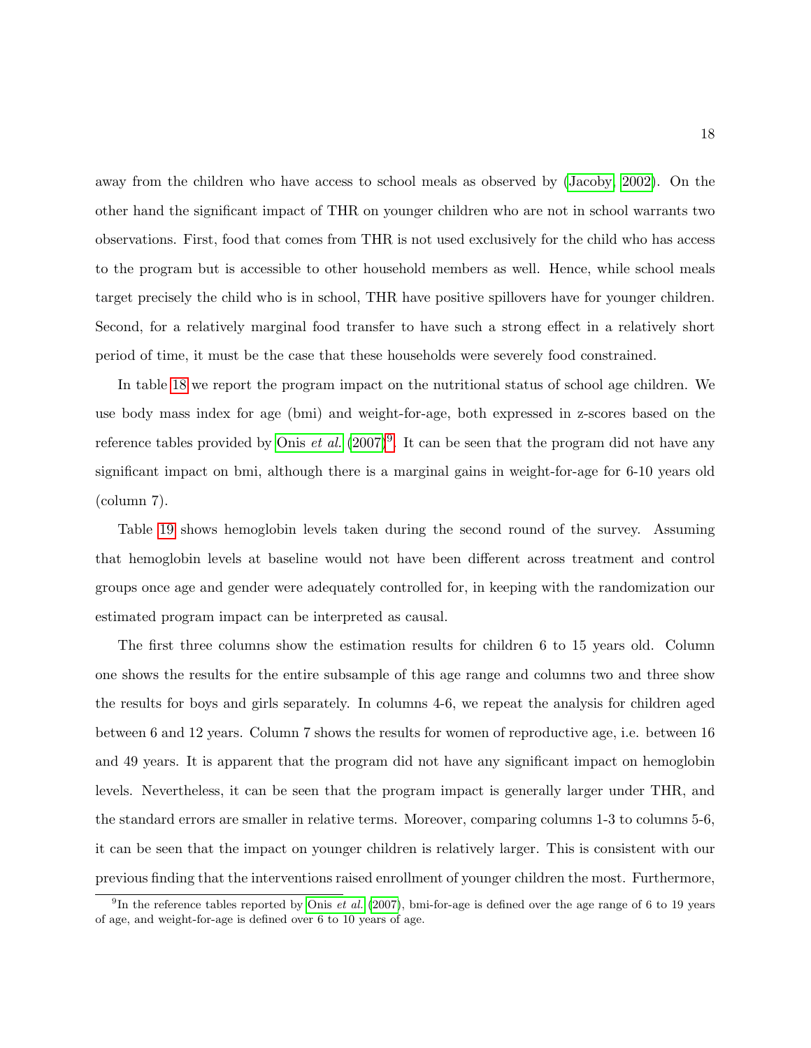away from the children who have access to school meals as observed by (Jacoby, 2002). On the other hand the significant impact of THR on younger children who are not in school warrants two observations. First, food that comes from THR is not used exclusively for the child who has access to the program but is accessible to other household members as well. Hence, while school meals target precisely the child who is in school, THR have positive spillovers have for younger children. Second, for a relatively marginal food transfer to have such a strong effect in a relatively short period of time, it must be the case that these households were severely food constrained.

In table 18 we report the program impact on the nutritional status of school age children. We use body mass index for age (bmi) and weight-for-age, both expressed in z-scores based on the reference tables provided by Onis *et al.* (2007)[9]. It can be seen that the program did not have any significant impact on bmi, although there is a marginal gains in weight-for-age for 6-10 years old (column 7).

Table 19 shows hemoglobin levels taken during the second round of the survey. Assuming that hemoglobin levels at baseline would not have been different across treatment and control groups once age and gender were adequately controlled for, in keeping with the randomization our estimated program impact can be interpreted as causal.

The first three columns show the estimation results for children 6 to 15 years old. Column one shows the results for the entire subsample of this age range and columns two and three show the results for boys and girls separately. In columns 4-6, we repeat the analysis for children aged between 6 and 12 years. Column 7 shows the results for women of reproductive age, i.e. between 16 and 49 years. It is apparent that the program did not have any significant impact on hemoglobin levels. Nevertheless, it can be seen that the program impact is generally larger under THR, and the standard errors are smaller in relative terms. Moreover, comparing columns 1-3 to columns 5-6, it can be seen that the impact on younger children is relatively larger. This is consistent with our previous finding that the interventions raised enrollment of younger children the most. Furthermore,

[9] In the reference tables reported by Onis *et al.* (2007), bmi-for-age is defined over the age range of 6 to 19 years of age, and weight-for-age is defined over 6 to 10 years of age.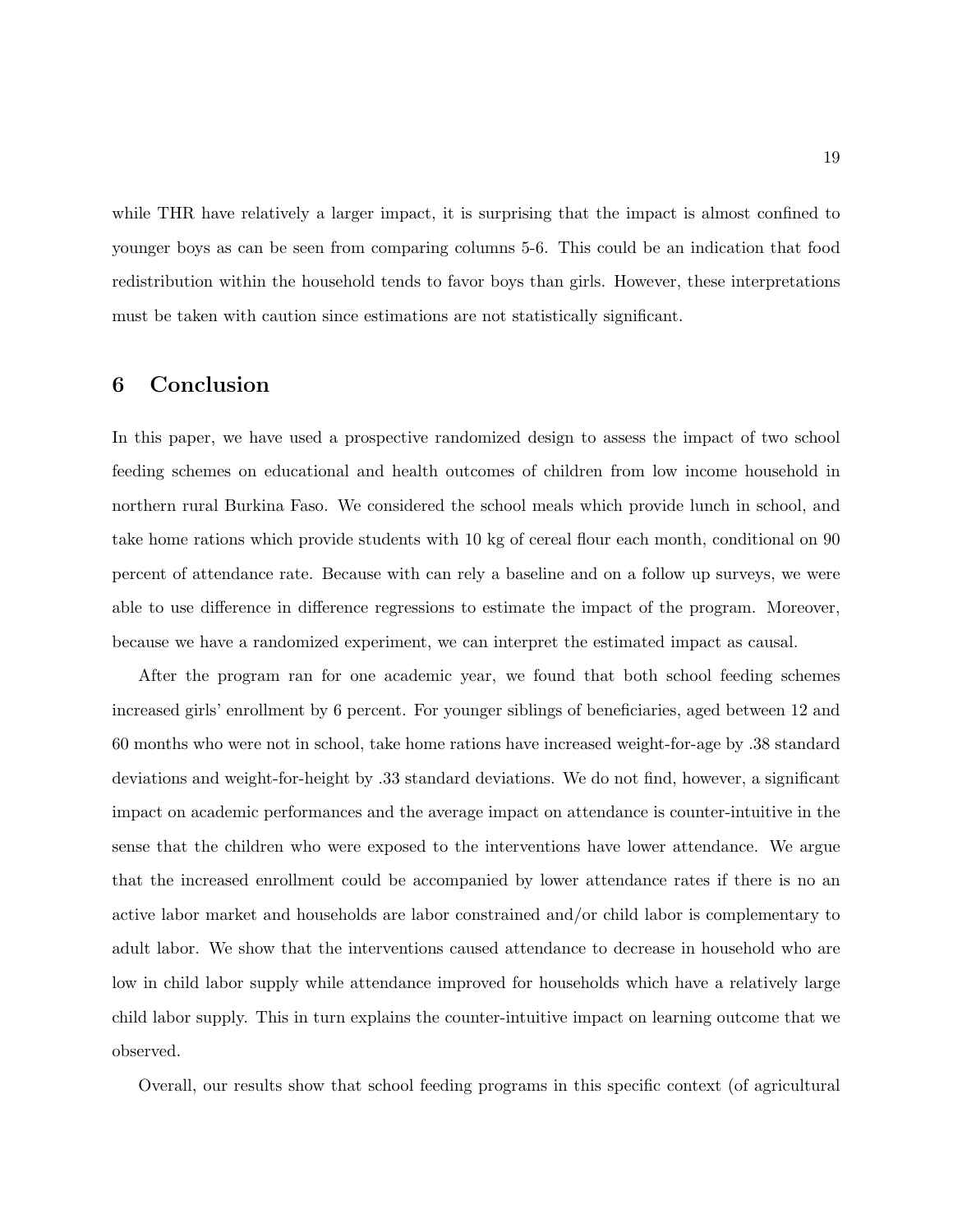while THR have relatively a larger impact, it is surprising that the impact is almost confined to younger boys as can be seen from comparing columns 5-6. This could be an indication that food redistribution within the household tends to favor boys than girls. However, these interpretations must be taken with caution since estimations are not statistically significant.

## 6 Conclusion

In this paper, we have used a prospective randomized design to assess the impact of two school feeding schemes on educational and health outcomes of children from low income household in northern rural Burkina Faso. We considered the school meals which provide lunch in school, and take home rations which provide students with 10 kg of cereal flour each month, conditional on 90 percent of attendance rate. Because with can rely a baseline and on a follow up surveys, we were able to use difference in difference regressions to estimate the impact of the program. Moreover, because we have a randomized experiment, we can interpret the estimated impact as causal.

After the program ran for one academic year, we found that both school feeding schemes increased girls' enrollment by 6 percent. For younger siblings of beneficiaries, aged between 12 and 60 months who were not in school, take home rations have increased weight-for-age by .38 standard deviations and weight-for-height by .33 standard deviations. We do not find, however, a significant impact on academic performances and the average impact on attendance is counter-intuitive in the sense that the children who were exposed to the interventions have lower attendance. We argue that the increased enrollment could be accompanied by lower attendance rates if there is no an active labor market and households are labor constrained and/or child labor is complementary to adult labor. We show that the interventions caused attendance to decrease in household who are low in child labor supply while attendance improved for households which have a relatively large child labor supply. This in turn explains the counter-intuitive impact on learning outcome that we observed.

Overall, our results show that school feeding programs in this specific context (of agricultural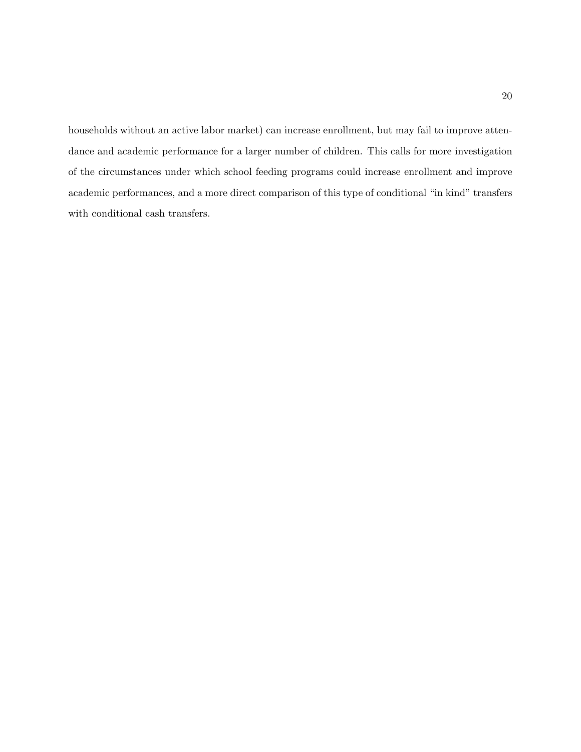households without an active labor market) can increase enrollment, but may fail to improve attendance and academic performance for a larger number of children. This calls for more investigation of the circumstances under which school feeding programs could increase enrollment and improve academic performances, and a more direct comparison of this type of conditional "in kind" transfers with conditional cash transfers.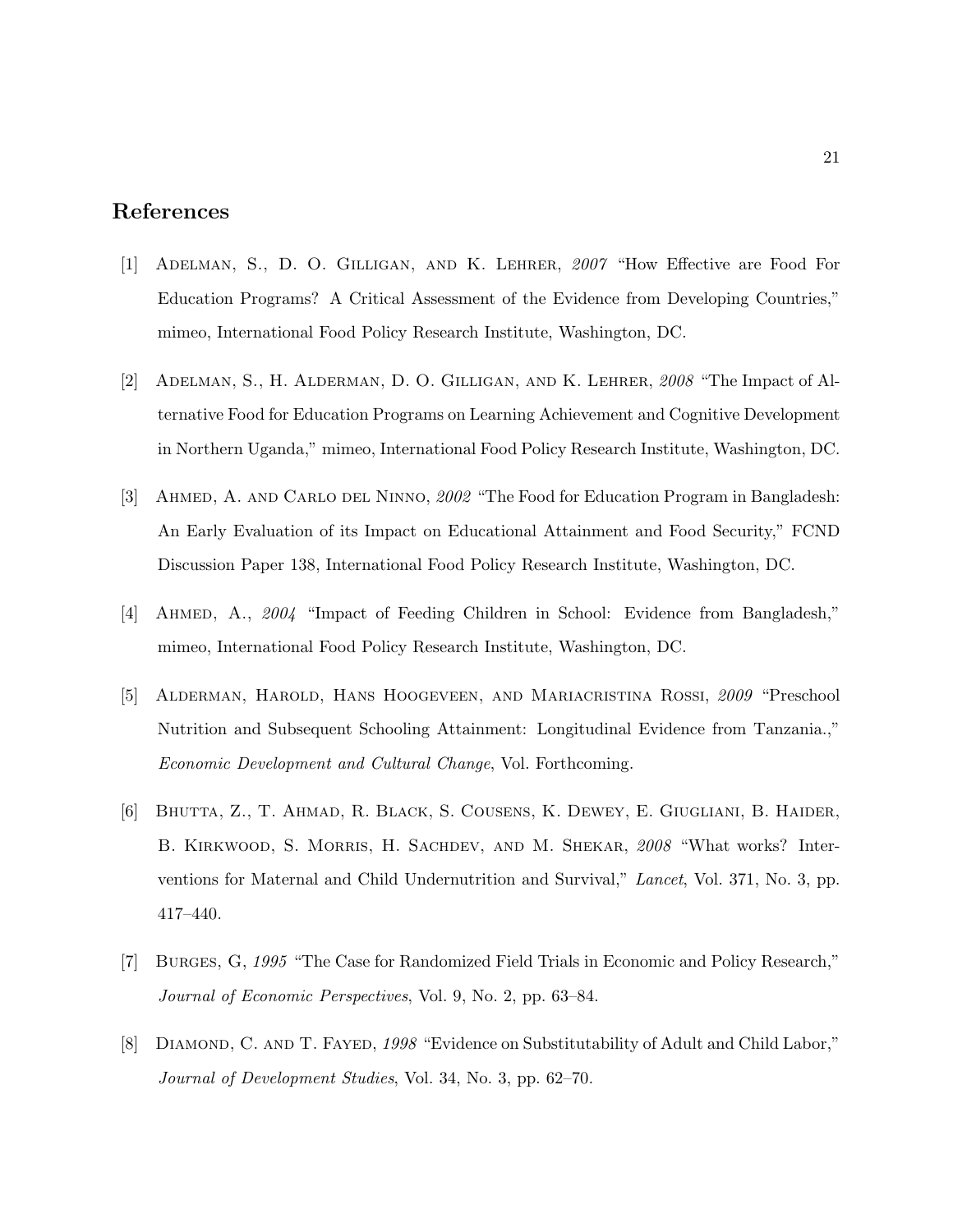## References

[1] Adelman, S., D. O. Gilligan, and K. Lehrer, *2007* "How Effective are Food For Education Programs? A Critical Assessment of the Evidence from Developing Countries," mimeo, International Food Policy Research Institute, Washington, DC.

[2] Adelman, S., H. Alderman, D. O. Gilligan, and K. Lehrer, *2008* "The Impact of Alternative Food for Education Programs on Learning Achievement and Cognitive Development in Northern Uganda," mimeo, International Food Policy Research Institute, Washington, DC.

[3] Ahmed, A. and Carlo del Ninno, *2002* "The Food for Education Program in Bangladesh: An Early Evaluation of its Impact on Educational Attainment and Food Security," FCND Discussion Paper 138, International Food Policy Research Institute, Washington, DC.

[4] Ahmed, A., *2004* "Impact of Feeding Children in School: Evidence from Bangladesh," mimeo, International Food Policy Research Institute, Washington, DC.

[5] Alderman, Harold, Hans Hoogeveen, and Mariacristina Rossi, *2009* "Preschool Nutrition and Subsequent Schooling Attainment: Longitudinal Evidence from Tanzania.," *Economic Development and Cultural Change*, Vol. Forthcoming.

[6] Bhutta, Z., T. Ahmad, R. Black, S. Cousens, K. Dewey, E. Giugliani, B. Haider, B. Kirkwood, S. Morris, H. Sachdev, and M. Shekar, *2008* "What works? Interventions for Maternal and Child Undernutrition and Survival," *Lancet*, Vol. 371, No. 3, pp. 417–440.

[7] Burges, G, *1995* "The Case for Randomized Field Trials in Economic and Policy Research," *Journal of Economic Perspectives*, Vol. 9, No. 2, pp. 63–84.

[8] Diamond, C. and T. Fayed, *1998* "Evidence on Substitutability of Adult and Child Labor," *Journal of Development Studies*, Vol. 34, No. 3, pp. 62–70.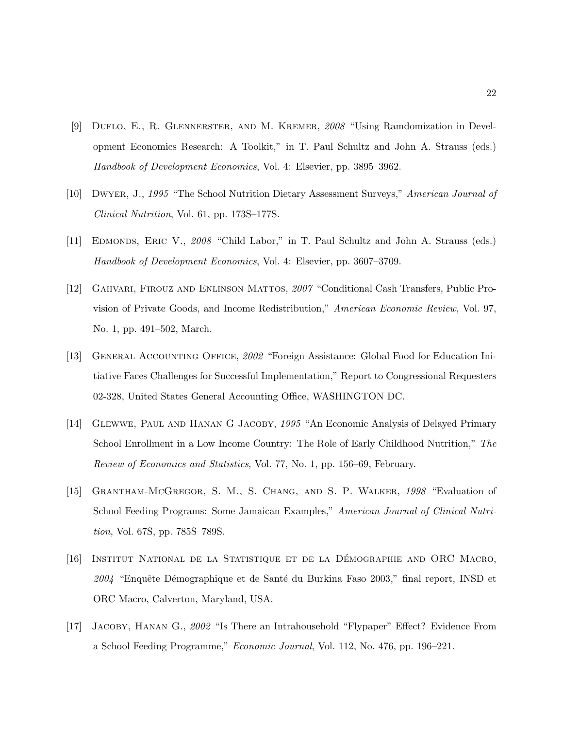[9] Duflo, E., R. Glennerster, and M. Kremer, *2008* "Using Ramdomization in Development Economics Research: A Toolkit," in T. Paul Schultz and John A. Strauss (eds.) *Handbook of Development Economics*, Vol. 4: Elsevier, pp. 3895–3962.

[10] Dwyer, J., *1995* "The School Nutrition Dietary Assessment Surveys," *American Journal of Clinical Nutrition*, Vol. 61, pp. 173S–177S.

[11] Edmonds, Eric V., *2008* "Child Labor," in T. Paul Schultz and John A. Strauss (eds.) *Handbook of Development Economics*, Vol. 4: Elsevier, pp. 3607–3709.

[12] Gahvari, Firouz and Enlinson Mattos, *2007* "Conditional Cash Transfers, Public Provision of Private Goods, and Income Redistribution," *American Economic Review*, Vol. 97, No. 1, pp. 491–502, March.

[13] General Accounting Office, *2002* "Foreign Assistance: Global Food for Education Initiative Faces Challenges for Successful Implementation," Report to Congressional Requesters 02-328, United States General Accounting Office, WASHINGTON DC.

[14] Glewwe, Paul and Hanan G Jacoby, *1995* "An Economic Analysis of Delayed Primary School Enrollment in a Low Income Country: The Role of Early Childhood Nutrition," *The Review of Economics and Statistics*, Vol. 77, No. 1, pp. 156–69, February.

[15] Grantham-McGregor, S. M., S. Chang, and S. P. Walker, *1998* "Evaluation of School Feeding Programs: Some Jamaican Examples," *American Journal of Clinical Nutrition*, Vol. 67S, pp. 785S–789S.

[16] Institut National de la Statistique et de la Démographie and ORC Macro, *2004* "Enquête Démographique et de Santé du Burkina Faso 2003," final report, INSD et ORC Macro, Calverton, Maryland, USA.

[17] Jacoby, Hanan G., *2002* "Is There an Intrahousehold "Flypaper" Effect? Evidence From a School Feeding Programme," *Economic Journal*, Vol. 112, No. 476, pp. 196–221.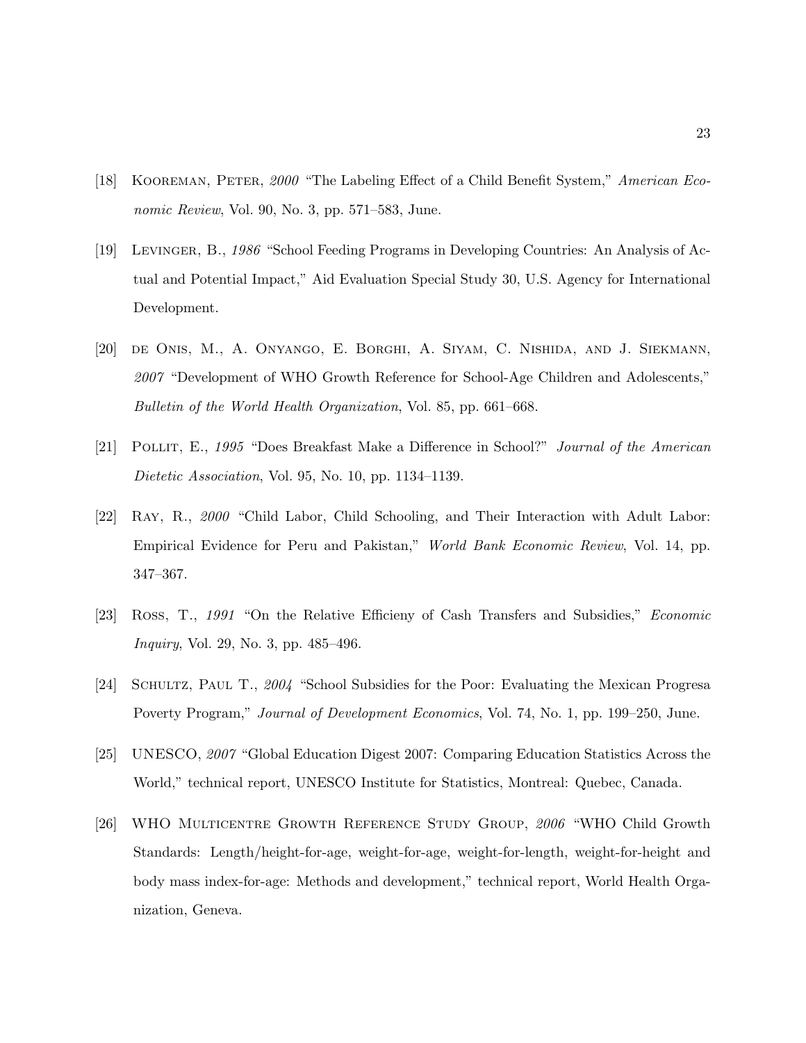[18] Kooreman, Peter, *2000* "The Labeling Effect of a Child Benefit System," *American Economic Review*, Vol. 90, No. 3, pp. 571–583, June.

[19] Levinger, B., *1986* "School Feeding Programs in Developing Countries: An Analysis of Actual and Potential Impact," Aid Evaluation Special Study 30, U.S. Agency for International Development.

[20] de Onis, M., A. Onyango, E. Borghi, A. Siyam, C. Nishida, and J. Siekmann, *2007* "Development of WHO Growth Reference for School-Age Children and Adolescents," *Bulletin of the World Health Organization*, Vol. 85, pp. 661–668.

[21] Pollit, E., *1995* "Does Breakfast Make a Difference in School?" *Journal of the American Dietetic Association*, Vol. 95, No. 10, pp. 1134–1139.

[22] Ray, R., *2000* "Child Labor, Child Schooling, and Their Interaction with Adult Labor: Empirical Evidence for Peru and Pakistan," *World Bank Economic Review*, Vol. 14, pp. 347–367.

[23] Ross, T., *1991* "On the Relative Efficieny of Cash Transfers and Subsidies," *Economic Inquiry*, Vol. 29, No. 3, pp. 485–496.

[24] Schultz, Paul T., *2004* "School Subsidies for the Poor: Evaluating the Mexican Progresa Poverty Program," *Journal of Development Economics*, Vol. 74, No. 1, pp. 199–250, June.

[25] UNESCO, *2007* "Global Education Digest 2007: Comparing Education Statistics Across the World," technical report, UNESCO Institute for Statistics, Montreal: Quebec, Canada.

[26] WHO Multicentre Growth Reference Study Group, *2006* "WHO Child Growth Standards: Length/height-for-age, weight-for-age, weight-for-length, weight-for-height and body mass index-for-age: Methods and development," technical report, World Health Organization, Geneva.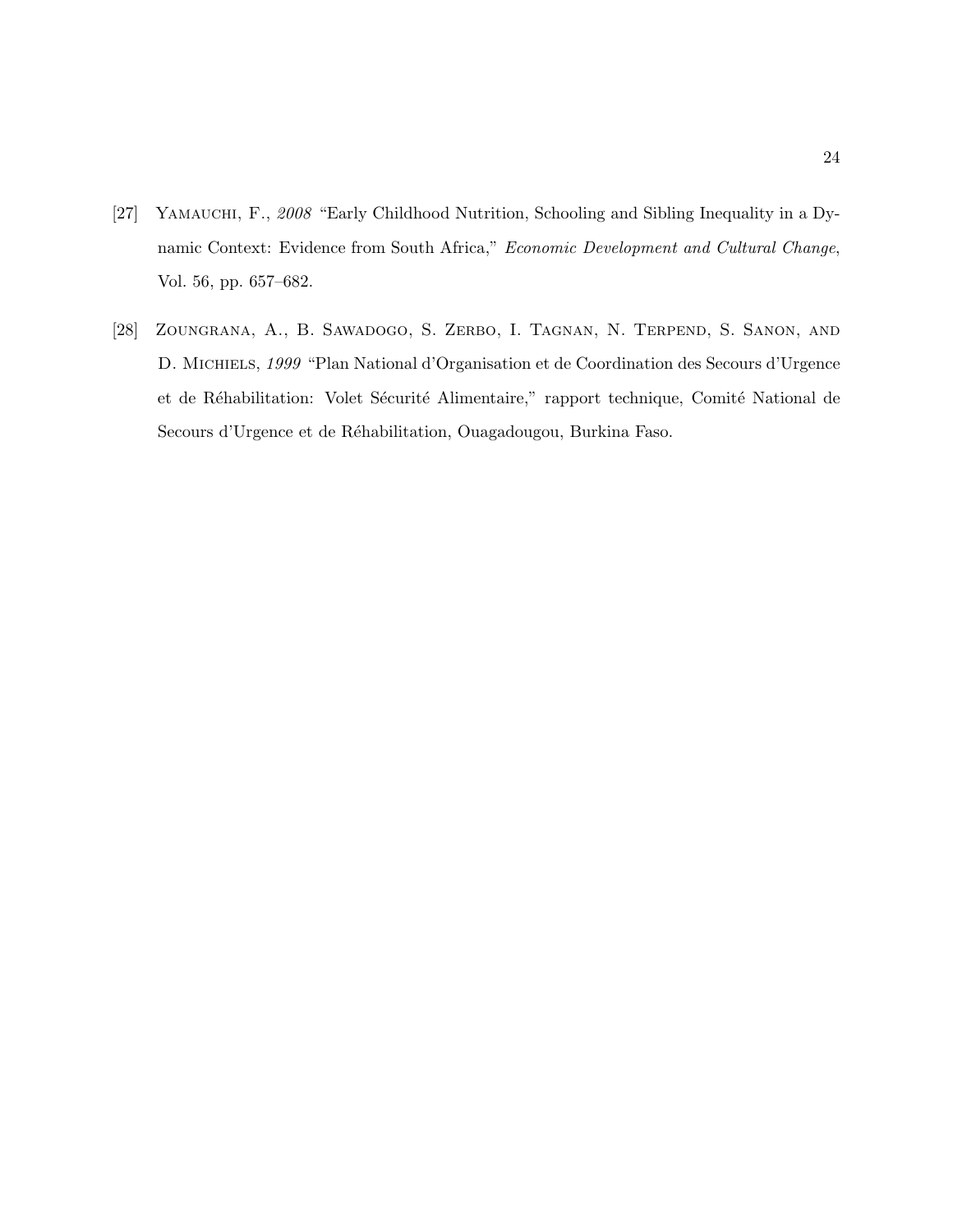[27] Yamauchi, F., *2008* "Early Childhood Nutrition, Schooling and Sibling Inequality in a Dynamic Context: Evidence from South Africa," *Economic Development and Cultural Change*, Vol. 56, pp. 657–682.

[28] Zoungrana, A., B. Sawadogo, S. Zerbo, I. Tagnan, N. Terpend, S. Sanon, and D. Michiels, *1999* "Plan National d'Organisation et de Coordination des Secours d'Urgence et de Réhabilitation: Volet Sécurité Alimentaire," rapport technique, Comité National de Secours d'Urgence et de Réhabilitation, Ouagadougou, Burkina Faso.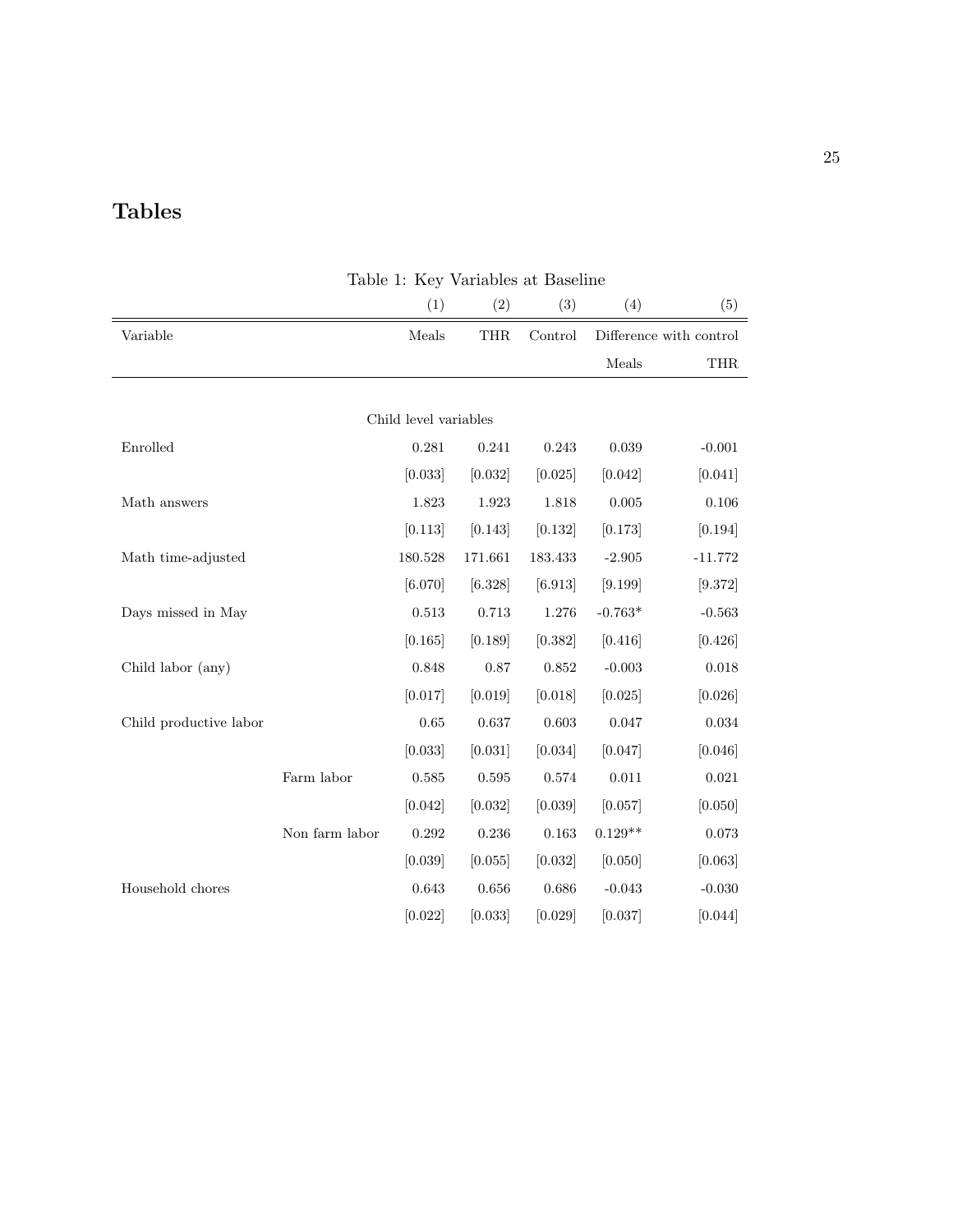# Tables

Table 1: Key Variables at Baseline

| | | (1) | (2) | (3) | (4) | (5) |
|---|---|---|---|---|---|---|
| Variable | | Meals | THR | Control | Difference with control | |
| | | | | | Meals | THR |
| | | Child level variables | | | | |
| Enrolled | | 0.281 | 0.241 | 0.243 | 0.039 | -0.001 |
| | | [0.033] | [0.032] | [0.025] | [0.042] | [0.041] |
| Math answers | | 1.823 | 1.923 | 1.818 | 0.005 | 0.106 |
| | | [0.113] | [0.143] | [0.132] | [0.173] | [0.194] |
| Math time-adjusted | | 180.528 | 171.661 | 183.433 | -2.905 | -11.772 |
| | | [6.070] | [6.328] | [6.913] | [9.199] | [9.372] |
| Days missed in May | | 0.513 | 0.713 | 1.276 | -0.763* | -0.563 |
| | | [0.165] | [0.189] | [0.382] | [0.416] | [0.426] |
| Child labor (any) | | 0.848 | 0.87 | 0.852 | -0.003 | 0.018 |
| | | [0.017] | [0.019] | [0.018] | [0.025] | [0.026] |
| Child productive labor | | 0.65 | 0.637 | 0.603 | 0.047 | 0.034 |
| | | [0.033] | [0.031] | [0.034] | [0.047] | [0.046] |
| | Farm labor | 0.585 | 0.595 | 0.574 | 0.011 | 0.021 |
| | | [0.042] | [0.032] | [0.039] | [0.057] | [0.050] |
| | Non farm labor | 0.292 | 0.236 | 0.163 | 0.129** | 0.073 |
| | | [0.039] | [0.055] | [0.032] | [0.050] | [0.063] |
| Household chores | | 0.643 | 0.656 | 0.686 | -0.043 | -0.030 |
| | | [0.022] | [0.033] | [0.029] | [0.037] | [0.044] |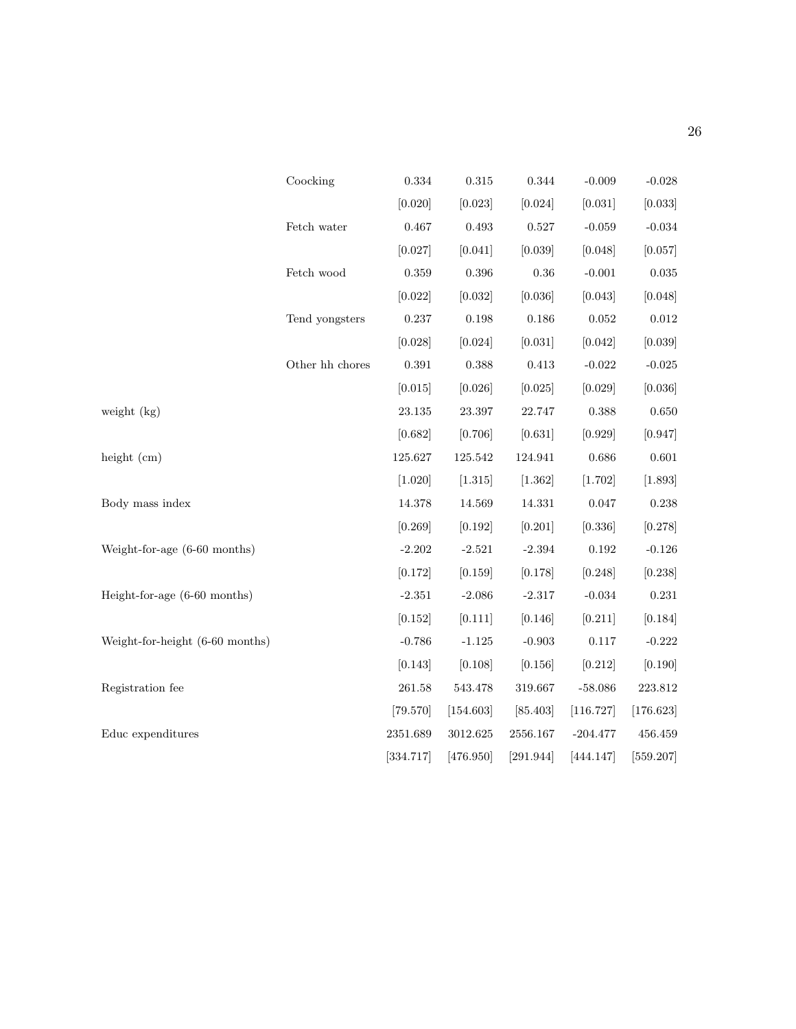|  |  |  |  |  |  |  |
|---|---|---|---|---|---|---|
|  | Coocking | 0.334 | 0.315 | 0.344 | -0.009 | -0.028 |
|  |  | [0.020] | [0.023] | [0.024] | [0.031] | [0.033] |
|  | Fetch water | 0.467 | 0.493 | 0.527 | -0.059 | -0.034 |
|  |  | [0.027] | [0.041] | [0.039] | [0.048] | [0.057] |
|  | Fetch wood | 0.359 | 0.396 | 0.36 | -0.001 | 0.035 |
|  |  | [0.022] | [0.032] | [0.036] | [0.043] | [0.048] |
|  | Tend yongsters | 0.237 | 0.198 | 0.186 | 0.052 | 0.012 |
|  |  | [0.028] | [0.024] | [0.031] | [0.042] | [0.039] |
|  | Other hh chores | 0.391 | 0.388 | 0.413 | -0.022 | -0.025 |
|  |  | [0.015] | [0.026] | [0.025] | [0.029] | [0.036] |
| weight (kg) |  | 23.135 | 23.397 | 22.747 | 0.388 | 0.650 |
|  |  | [0.682] | [0.706] | [0.631] | [0.929] | [0.947] |
| height (cm) |  | 125.627 | 125.542 | 124.941 | 0.686 | 0.601 |
|  |  | [1.020] | [1.315] | [1.362] | [1.702] | [1.893] |
| Body mass index |  | 14.378 | 14.569 | 14.331 | 0.047 | 0.238 |
|  |  | [0.269] | [0.192] | [0.201] | [0.336] | [0.278] |
| Weight-for-age (6-60 months) |  | -2.202 | -2.521 | -2.394 | 0.192 | -0.126 |
|  |  | [0.172] | [0.159] | [0.178] | [0.248] | [0.238] |
| Height-for-age (6-60 months) |  | -2.351 | -2.086 | -2.317 | -0.034 | 0.231 |
|  |  | [0.152] | [0.111] | [0.146] | [0.211] | [0.184] |
| Weight-for-height (6-60 months) |  | -0.786 | -1.125 | -0.903 | 0.117 | -0.222 |
|  |  | [0.143] | [0.108] | [0.156] | [0.212] | [0.190] |
| Registration fee |  | 261.58 | 543.478 | 319.667 | -58.086 | 223.812 |
|  |  | [79.570] | [154.603] | [85.403] | [116.727] | [176.623] |
| Educ expenditures |  | 2351.689 | 3012.625 | 2556.167 | -204.477 | 456.459 |
|  |  | [334.717] | [476.950] | [291.944] | [444.147] | [559.207] |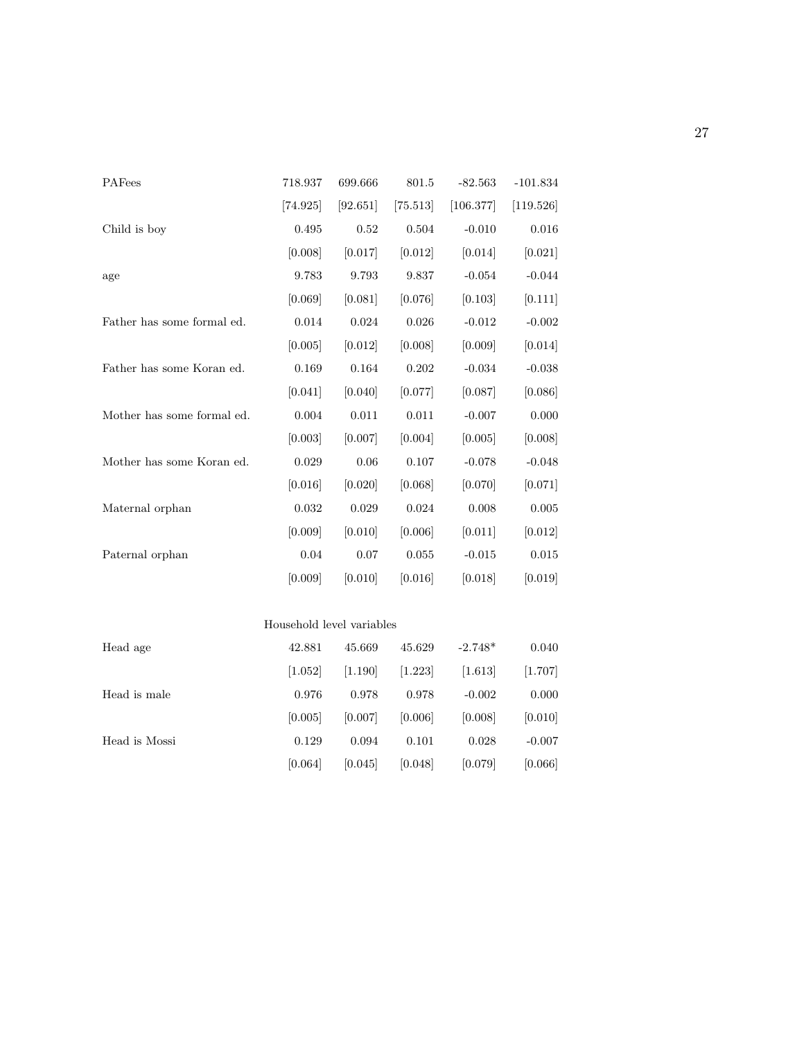| | | | | | |
|---|---|---|---|---|---|
| PAFees | 718.937 | 699.666 | 801.5 | -82.563 | -101.834 |
| | [74.925] | [92.651] | [75.513] | [106.377] | [119.526] |
| Child is boy | 0.495 | 0.52 | 0.504 | -0.010 | 0.016 |
| | [0.008] | [0.017] | [0.012] | [0.014] | [0.021] |
| age | 9.783 | 9.793 | 9.837 | -0.054 | -0.044 |
| | [0.069] | [0.081] | [0.076] | [0.103] | [0.111] |
| Father has some formal ed. | 0.014 | 0.024 | 0.026 | -0.012 | -0.002 |
| | [0.005] | [0.012] | [0.008] | [0.009] | [0.014] |
| Father has some Koran ed. | 0.169 | 0.164 | 0.202 | -0.034 | -0.038 |
| | [0.041] | [0.040] | [0.077] | [0.087] | [0.086] |
| Mother has some formal ed. | 0.004 | 0.011 | 0.011 | -0.007 | 0.000 |
| | [0.003] | [0.007] | [0.004] | [0.005] | [0.008] |
| Mother has some Koran ed. | 0.029 | 0.06 | 0.107 | -0.078 | -0.048 |
| | [0.016] | [0.020] | [0.068] | [0.070] | [0.071] |
| Maternal orphan | 0.032 | 0.029 | 0.024 | 0.008 | 0.005 |
| | [0.009] | [0.010] | [0.006] | [0.011] | [0.012] |
| Paternal orphan | 0.04 | 0.07 | 0.055 | -0.015 | 0.015 |
| | [0.009] | [0.010] | [0.016] | [0.018] | [0.019] |
| | Household level variables | | | | |
| Head age | 42.881 | 45.669 | 45.629 | -2.748* | 0.040 |
| | [1.052] | [1.190] | [1.223] | [1.613] | [1.707] |
| Head is male | 0.976 | 0.978 | 0.978 | -0.002 | 0.000 |
| | [0.005] | [0.007] | [0.006] | [0.008] | [0.010] |
| Head is Mossi | 0.129 | 0.094 | 0.101 | 0.028 | -0.007 |
| | [0.064] | [0.045] | [0.048] | [0.079] | [0.066] |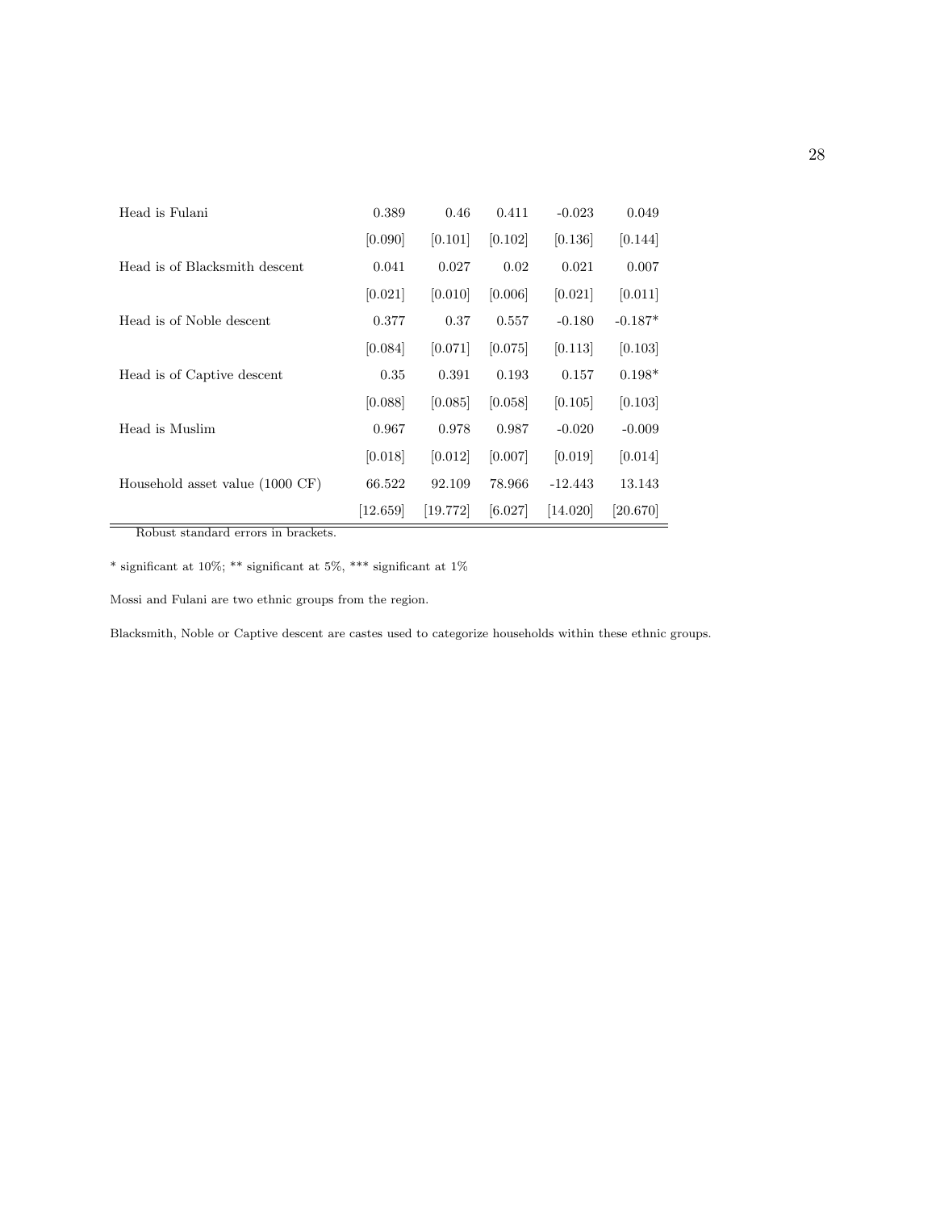| | | | | | |
|---|---|---|---|---|---|
| Head is Fulani | 0.389 | 0.46 | 0.411 | -0.023 | 0.049 |
| | [0.090] | [0.101] | [0.102] | [0.136] | [0.144] |
| Head is of Blacksmith descent | 0.041 | 0.027 | 0.02 | 0.021 | 0.007 |
| | [0.021] | [0.010] | [0.006] | [0.021] | [0.011] |
| Head is of Noble descent | 0.377 | 0.37 | 0.557 | -0.180 | -0.187* |
| | [0.084] | [0.071] | [0.075] | [0.113] | [0.103] |
| Head is of Captive descent | 0.35 | 0.391 | 0.193 | 0.157 | 0.198* |
| | [0.088] | [0.085] | [0.058] | [0.105] | [0.103] |
| Head is Muslim | 0.967 | 0.978 | 0.987 | -0.020 | -0.009 |
| | [0.018] | [0.012] | [0.007] | [0.019] | [0.014] |
| Household asset value (1000 CF) | 66.522 | 92.109 | 78.966 | -12.443 | 13.143 |
| | [12.659] | [19.772] | [6.027] | [14.020] | [20.670] |

Robust standard errors in brackets.

* significant at 10%; ** significant at 5%, *** significant at 1%

Mossi and Fulani are two ethnic groups from the region.

Blacksmith, Noble or Captive descent are castes used to categorize households within these ethnic groups.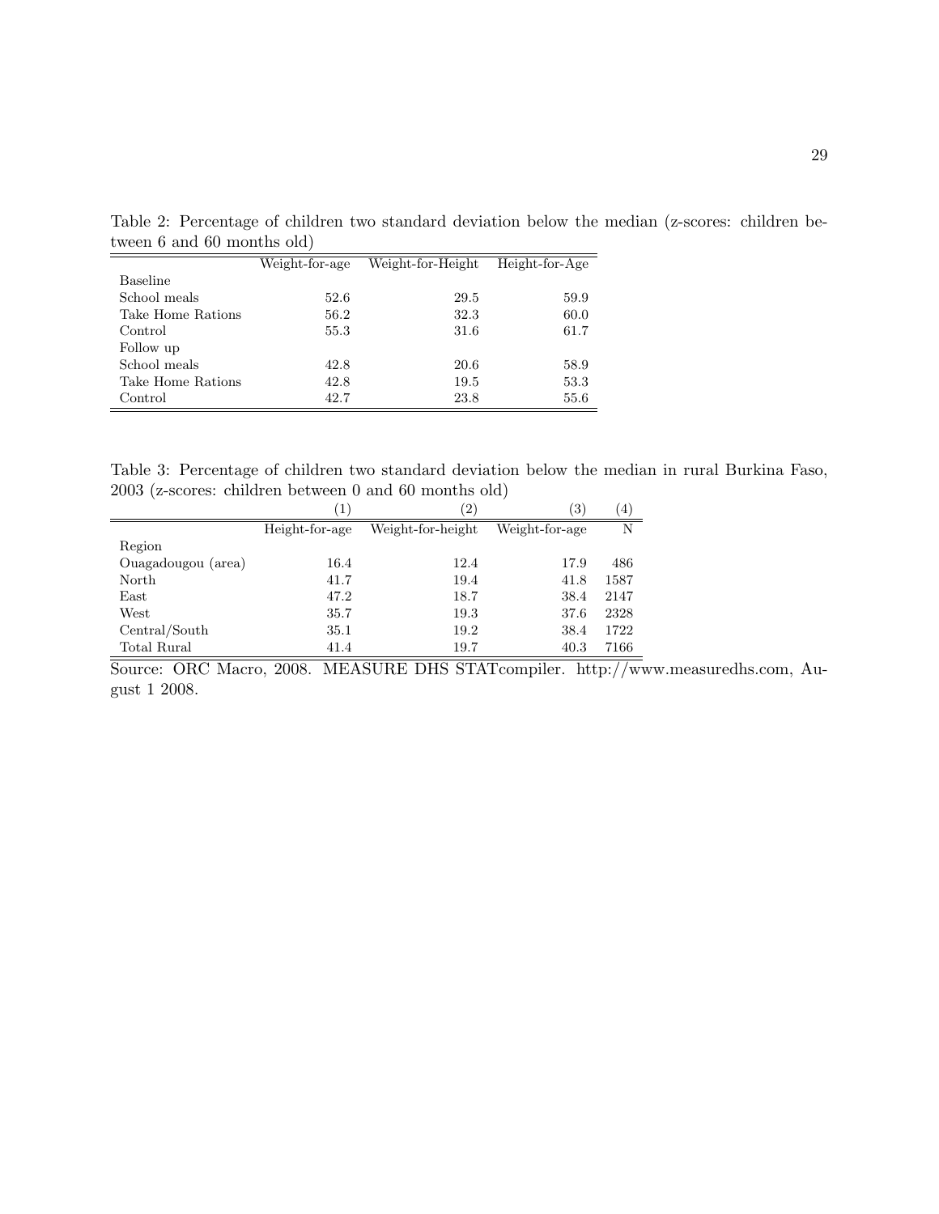Table 2: Percentage of children two standard deviation below the median (z-scores: children between 6 and 60 months old)

| | Weight-for-age | Weight-for-Height | Height-for-Age |
|---|---|---|---|
| Baseline | | | |
| School meals | 52.6 | 29.5 | 59.9 |
| Take Home Rations | 56.2 | 32.3 | 60.0 |
| Control | 55.3 | 31.6 | 61.7 |
| Follow up | | | |
| School meals | 42.8 | 20.6 | 58.9 |
| Take Home Rations | 42.8 | 19.5 | 53.3 |
| Control | 42.7 | 23.8 | 55.6 |

Table 3: Percentage of children two standard deviation below the median in rural Burkina Faso, 2003 (z-scores: children between 0 and 60 months old)

| | (1) | (2) | (3) | (4) |
|---|---|---|---|---|
| | Height-for-age | Weight-for-height | Weight-for-age | N |
| Region | | | | |
| Ouagadougou (area) | 16.4 | 12.4 | 17.9 | 486 |
| North | 41.7 | 19.4 | 41.8 | 1587 |
| East | 47.2 | 18.7 | 38.4 | 2147 |
| West | 35.7 | 19.3 | 37.6 | 2328 |
| Central/South | 35.1 | 19.2 | 38.4 | 1722 |
| Total Rural | 41.4 | 19.7 | 40.3 | 7166 |

Source: ORC Macro, 2008. MEASURE DHS STATcompiler. http://www.measuredhs.com, August 1 2008.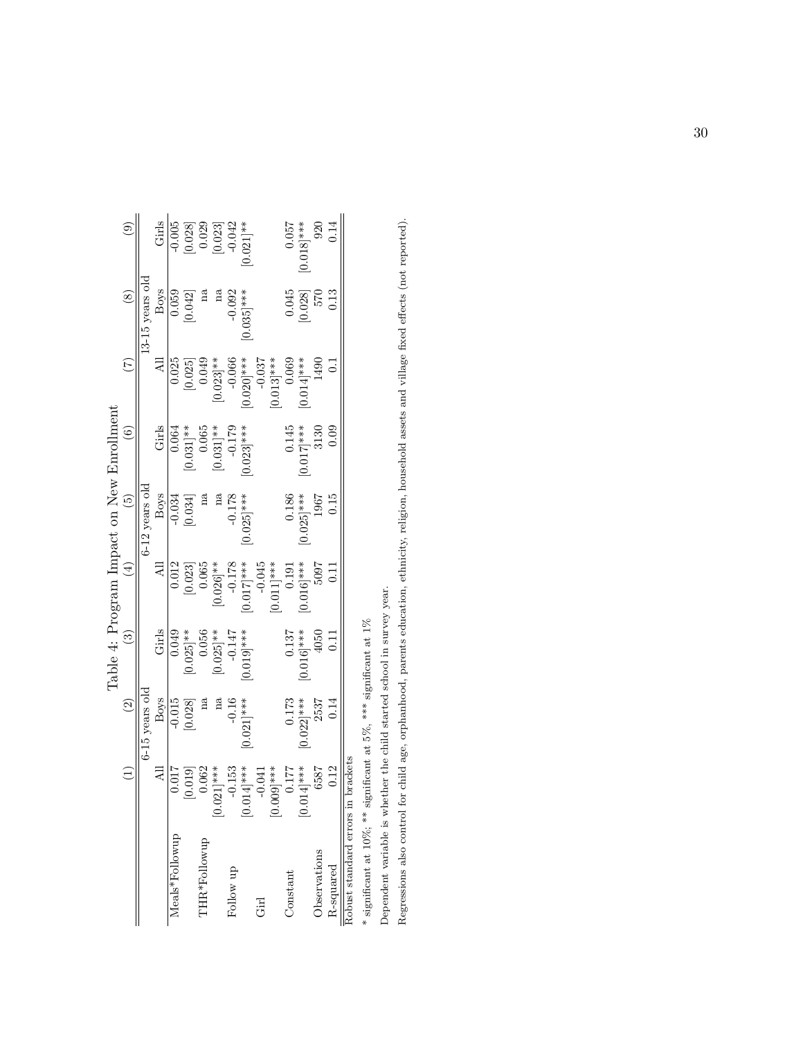Table 4: Program Impact on New Enrollment

| | (1) | (2) | (3) | (4) | (5) | (6) | (7) | (8) | (9) |
|---|---|---|---|---|---|---|---|---|---|
| | 6-15 years old | | | 6-12 years old | | | 13-15 years old | | |
| | All | Boys | Girls | All | Boys | Girls | All | Boys | Girls |
| Meals*Followup | 0.017 | -0.015 | 0.049 | 0.012 | -0.034 | 0.064 | 0.025 | 0.059 | -0.005 |
| | [0.019] | [0.028] | [0.025]** | [0.023] | [0.034] | [0.031]** | [0.025] | [0.042] | [0.028] |
| THR*Followup | 0.062 | na | 0.056 | 0.065 | na | 0.065 | 0.049 | na | 0.029 |
| | [0.021]*** | na | [0.025]** | [0.026]** | na | [0.031]** | [0.023]** | na | [0.023] |
| Follow up | -0.153 | -0.16 | -0.147 | -0.178 | -0.178 | -0.179 | -0.066 | -0.092 | -0.042 |
| | [0.014]*** | [0.021]*** | [0.019]*** | [0.017]*** | [0.025]*** | [0.023]*** | [0.020]*** | [0.035]*** | [0.021]** |
| Girl | -0.041 | | | -0.045 | | | -0.037 | | |
| | [0.009]*** | | | [0.011]*** | | | [0.013]*** | | |
| Constant | 0.177 | 0.173 | 0.137 | 0.191 | 0.186 | 0.145 | 0.069 | 0.045 | 0.057 |
| | [0.014]*** | [0.022]*** | [0.016]*** | [0.016]*** | [0.025]*** | [0.017]*** | [0.014]*** | [0.028] | [0.018]*** |
| Observations | 6587 | 2537 | 4050 | 5097 | 1967 | 3130 | 1490 | 570 | 920 |
| R-squared | 0.12 | 0.14 | 0.11 | 0.11 | 0.15 | 0.09 | 0.1 | 0.13 | 0.14 |

Robust standard errors in brackets

\* significant at 10%; ** significant at 5%, *** significant at 1%

Dependent variable is whether the child started school in survey year.

Regressions also control for child age, orphanhood, parents education, ethnicity, religion, household assets and village fixed effects (not reported).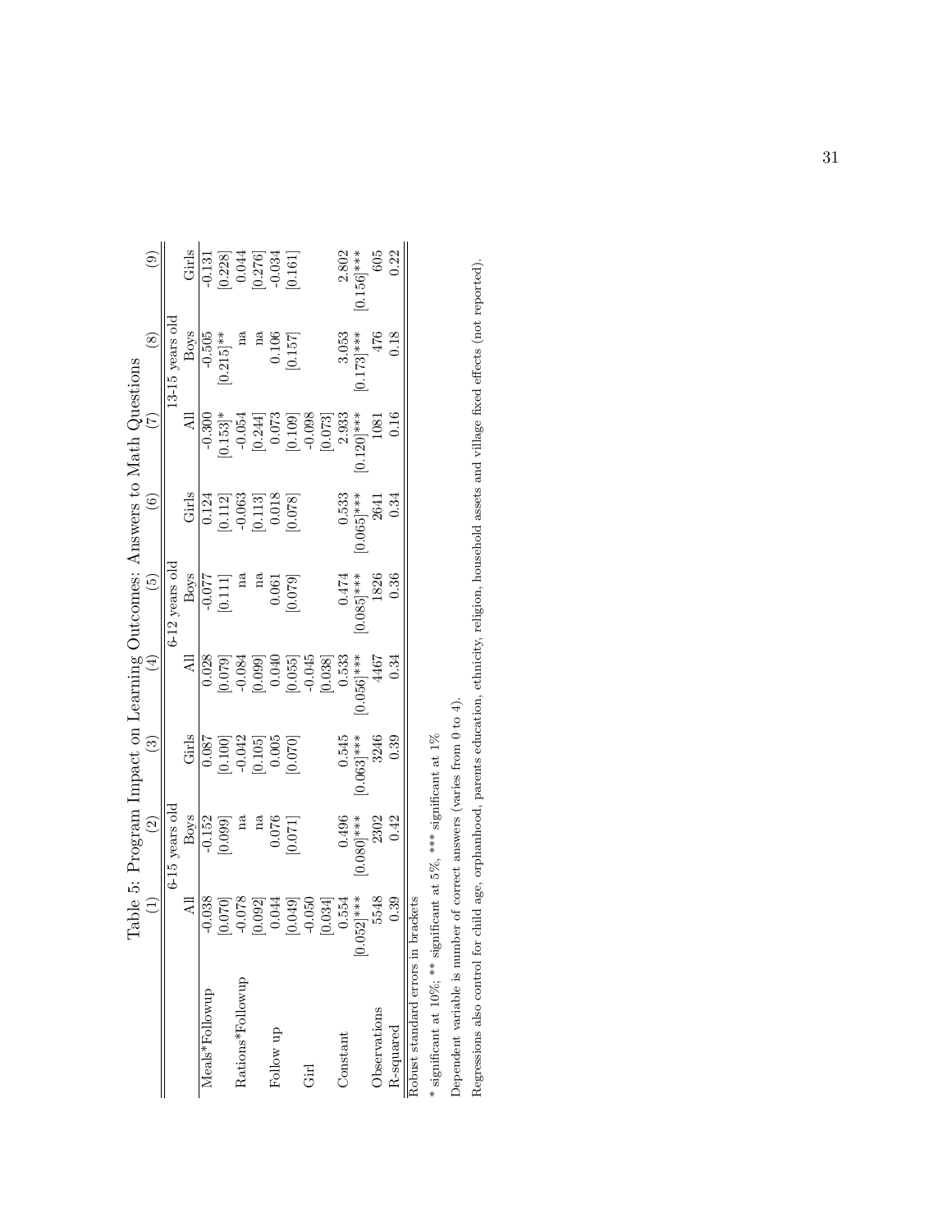Table 5: Program Impact on Learning Outcomes: Answers to Math Questions

| | (1) | (2) | (3) | (4) | (5) | (6) | (7) | (8) | (9) |
|---|---|---|---|---|---|---|---|---|---|
| | | 6-15 years old | | | 6-12 years old | | | 13-15 years old | |
| | All | Boys | Girls | All | Boys | Girls | All | Boys | Girls |
| Meals*Followup | -0.038 | -0.152 | 0.087 | 0.028 | -0.077 | 0.124 | -0.300 | -0.505 | -0.131 |
| | [0.070] | [0.099] | [0.100] | [0.079] | [0.111] | [0.112] | [0.153]* | [0.215]** | [0.228] |
| Rations*Followup | -0.078 | na | -0.042 | -0.084 | na | -0.063 | -0.054 | na | 0.044 |
| | [0.092] | na | [0.105] | [0.099] | na | [0.113] | [0.244] | na | [0.276] |
| Follow up | 0.044 | 0.076 | 0.005 | 0.040 | 0.061 | 0.018 | 0.073 | 0.106 | -0.034 |
| | [0.049] | [0.071] | [0.070] | [0.055] | [0.079] | [0.078] | [0.109] | [0.157] | [0.161] |
| Girl | -0.050 | | | -0.045 | | | -0.098 | | |
| | [0.034] | | | [0.038] | | | [0.073] | | |
| Constant | 0.554 | 0.496 | 0.545 | 0.533 | 0.474 | 0.533 | 2.933 | 3.053 | 2.802 |
| | [0.052]*** | [0.080]*** | [0.063]*** | [0.056]*** | [0.085]*** | [0.065]*** | [0.120]*** | [0.173]*** | [0.156]*** |
| Observations | 5548 | 2302 | 3246 | 4467 | 1826 | 2641 | 1081 | 476 | 605 |
| R-squared | 0.39 | 0.42 | 0.39 | 0.34 | 0.36 | 0.34 | 0.16 | 0.18 | 0.22 |

Robust standard errors in brackets

\* significant at 10%; ** significant at 5%, *** significant at 1%

Dependent variable is number of correct answers (varies from 0 to 4).

Regressions also control for child age, orphanhood, parents education, ethnicity, religion, household assets and village fixed effects (not reported).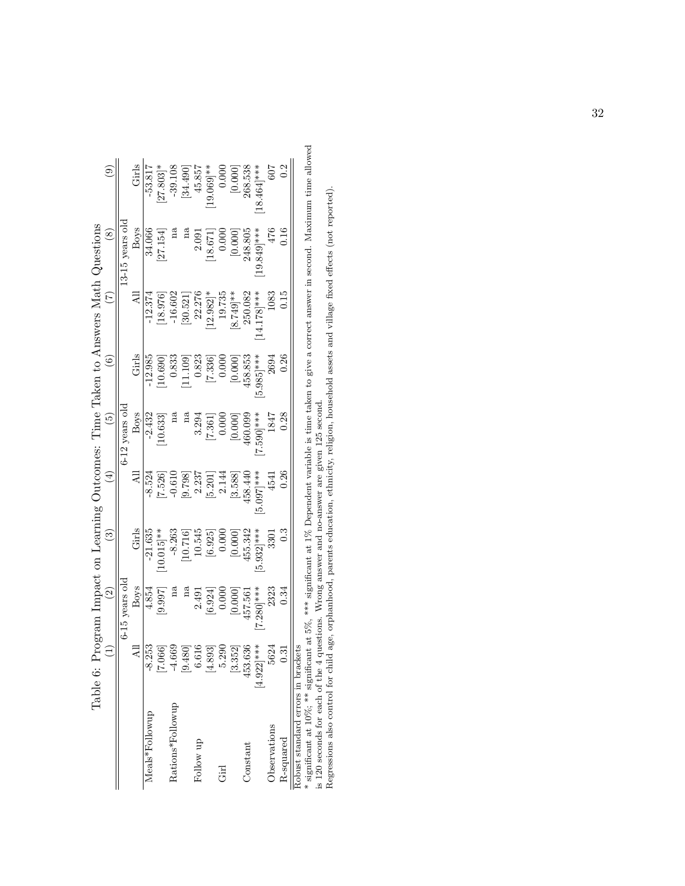Table 6: Program Impact on Learning Outcomes: Time Taken to Answers Math Questions

| | (1) | (2) | (3) | (4) | (5) | (6) | (7) | (8) | (9) |
|---|---|---|---|---|---|---|---|---|---|
| | 6-15 years old | | | 6-12 years old | | | 13-15 years old | | |
| | All | Boys | Girls | All | Boys | Girls | All | Boys | Girls |
| Meals*Followup | -8.253 | 4.854 | -21.635 | -8.524 | -2.432 | -12.985 | -12.374 | 34.066 | -53.817 |
| | [7.066] | [9.997] | [10.015]** | [7.526] | [10.633] | [10.690] | [18.976] | [27.154] | [27.803]* |
| Rations*Followup | -4.669 | na | -8.263 | -0.610 | na | 0.833 | -16.602 | na | -39.108 |
| | [9.480] | na | [10.716] | [9.798] | na | [11.109] | [30.521] | na | [34.490] |
| Follow up | 6.616 | 2.491 | 10.545 | 2.237 | 3.294 | 0.823 | 22.276 | 2.091 | 45.857 |
| | [4.893] | [6.924] | [6.925] | [5.201] | [7.361] | [7.336] | [12.982]* | [18.671] | [19.069]** |
| Girl | 5.290 | 0.000 | 0.000 | 2.144 | 0.000 | 0.000 | 19.735 | 0.000 | 0.000 |
| | [3.352] | [0.000] | [0.000] | [3.588] | [0.000] | [0.000] | [8.749]** | [0.000] | [0.000] |
| Constant | 453.636 | 457.561 | 455.342 | 458.440 | 460.099 | 458.853 | 250.082 | 248.805 | 268.538 |
| | [4.922]*** | [7.280]*** | [5.932]*** | [5.097]*** | [7.590]*** | [5.985]*** | [14.178]*** | [19.849]*** | [18.464]*** |
| Observations | 5624 | 2323 | 3301 | 4541 | 1847 | 2694 | 1083 | 476 | 607 |
| R-squared | 0.31 | 0.34 | 0.3 | 0.26 | 0.28 | 0.26 | 0.15 | 0.16 | 0.2 |

Robust standard errors in brackets

* significant at 10%; ** significant at 5%, *** significant at 1% Dependent variable is time taken to give a correct answer in second. Maximum time allowed is 120 seconds for each of the 4 questions. Wrong answer and no-answer are given 125 second.

Regressions also control for child age, orphanhood, parents education, ethnicity, religion, household assets and village fixed effects (not reported).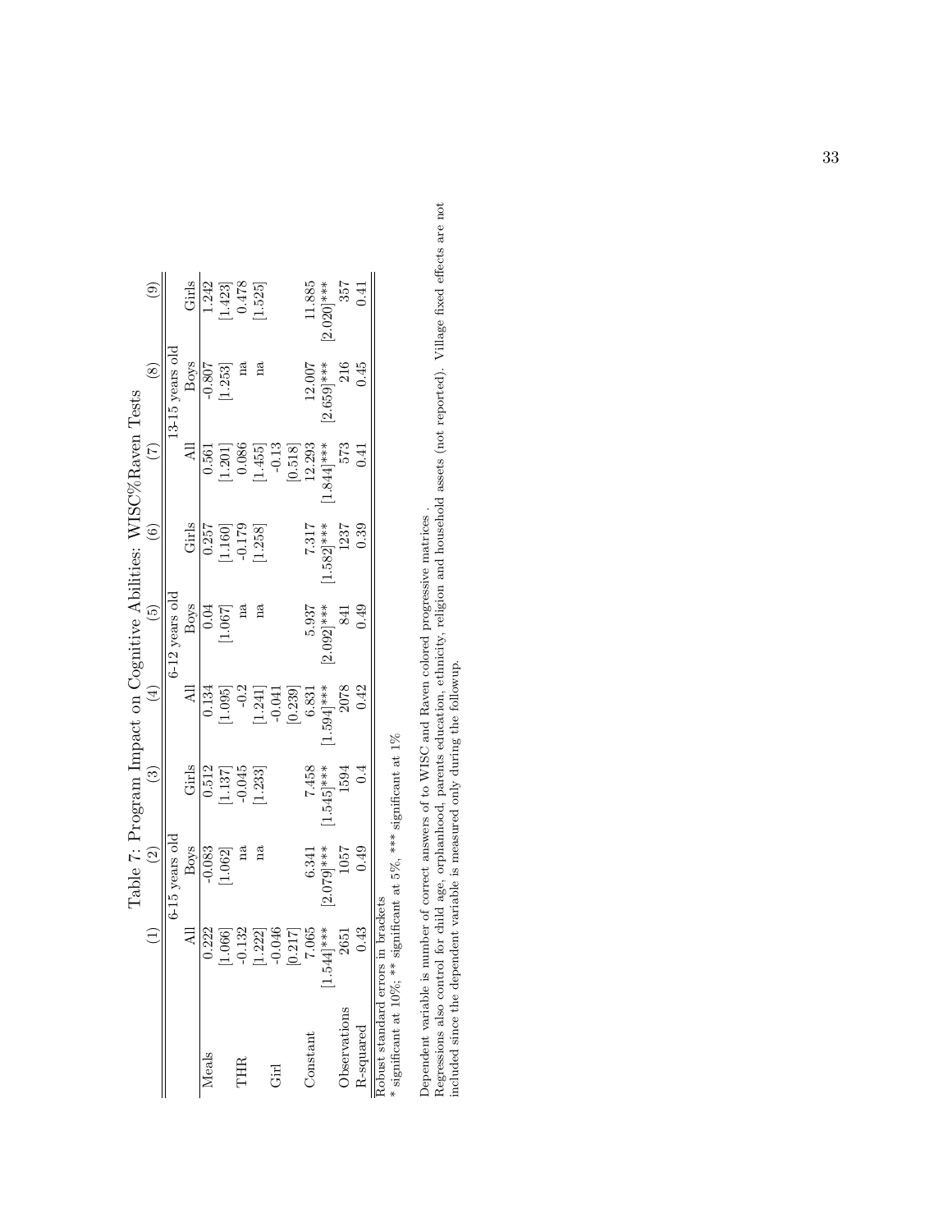Table 7: Program Impact on Cognitive Abilities: WISC%Raven Tests

| | (1) | (2) | (3) | (4) | (5) | (6) | (7) | (8) | (9) |
|---|---|---|---|---|---|---|---|---|---|
| | 6-15 years old | | | 6-12 years old | | | 13-15 years old | | |
| | All | Boys | Girls | All | Boys | Girls | All | Boys | Girls |
| Meals | 0.222 | -0.083 | 0.512 | 0.134 | 0.04 | 0.257 | 0.561 | -0.807 | 1.242 |
| | [1.066] | [1.062] | [1.137] | [1.095] | [1.067] | [1.160] | [1.201] | [1.253] | [1.423] |
| THR | -0.132 | na | -0.045 | -0.2 | na | -0.179 | 0.086 | na | 0.478 |
| | [1.222] | na | [1.233] | [1.241] | na | [1.258] | [1.455] | na | [1.525] |
| Girl | -0.046 | | | -0.041 | | | -0.13 | | |
| | [0.217] | | | [0.239] | | | [0.518] | | |
| Constant | 7.065 | 6.341 | 7.458 | 6.831 | 5.937 | 7.317 | 12.293 | 12.007 | 11.885 |
| | [1.544]*** | [2.079]*** | [1.545]*** | [1.594]*** | [2.092]*** | [1.582]*** | [1.844]*** | [2.659]*** | [2.020]*** |
| Observations | 2651 | 1057 | 1594 | 2078 | 841 | 1237 | 573 | 216 | 357 |
| R-squared | 0.43 | 0.49 | 0.4 | 0.42 | 0.49 | 0.39 | 0.41 | 0.45 | 0.41 |

Robust standard errors in brackets
* significant at 10%; ** significant at 5%, *** significant at 1%

Dependent variable is number of correct answers of to WISC and Raven colored progressive matrices .
Regressions also control for child age, orphanhood, parents education, ethnicity, religion and household assets (not reported). Village fixed effects are not included since the dependent variable is measured only during the followup.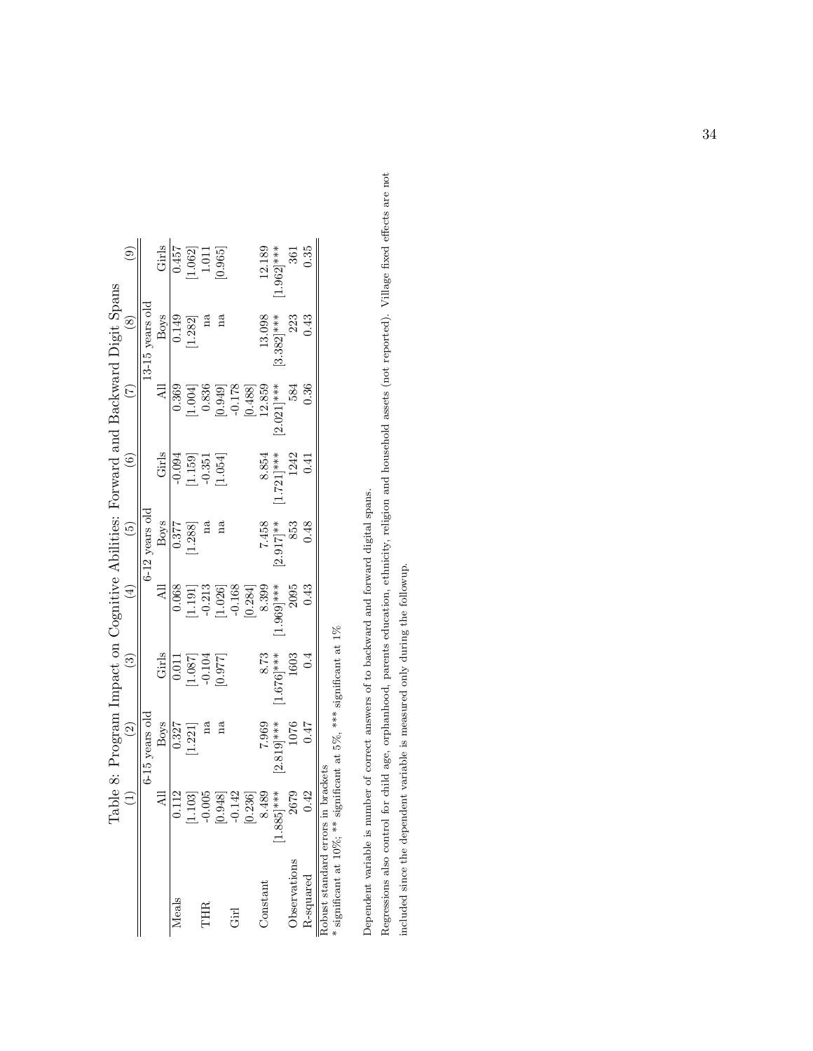Table 8: Program Impact on Cognitive Abilities: Forward and Backward Digit Spans

| | (1) | (2) | (3) | (4) | (5) | (6) | (7) | (8) | (9) |
|---|---|---|---|---|---|---|---|---|---|
| | 6-15 years old | | | 6-12 years old | | | 13-15 years old | | |
| | All | Boys | Girls | All | Boys | Girls | All | Boys | Girls |
| Meals | 0.112 | 0.327 | 0.011 | 0.068 | 0.377 | -0.094 | 0.369 | 0.149 | 0.457 |
| | [1.103] | [1.221] | [1.087] | [1.191] | [1.288] | [1.159] | [1.004] | [1.282] | [1.062] |
| THR | -0.005 | na | -0.104 | -0.213 | na | -0.351 | 0.836 | na | 1.011 |
| | [0.948] | na | [0.977] | [1.026] | na | [1.054] | [0.949] | na | [0.965] |
| Girl | -0.142 | | | -0.168 | | | -0.178 | | |
| | [0.236] | | | [0.284] | | | [0.488] | | |
| Constant | 8.489 | 7.969 | 8.73 | 8.399 | 7.458 | 8.854 | 12.859 | 13.098 | 12.189 |
| | [1.885]*** | [2.819]*** | [1.676]*** | [1.969]*** | [2.917]** | [1.721]*** | [2.021]*** | [3.382]*** | [1.962]*** |
| Observations | 2679 | 1076 | 1603 | 2095 | 853 | 1242 | 584 | 223 | 361 |
| R-squared | 0.42 | 0.47 | 0.4 | 0.43 | 0.48 | 0.41 | 0.36 | 0.43 | 0.35 |

Robust standard errors in brackets
* significant at 10%; ** significant at 5%, *** significant at 1%

Dependent variable is number of correct answers of to backward and forward digital spans.

Regressions also control for child age, orphanhood, parents education, ethnicity, religion and household assets (not reported). Village fixed effects are not included since the dependent variable is measured only during the followup.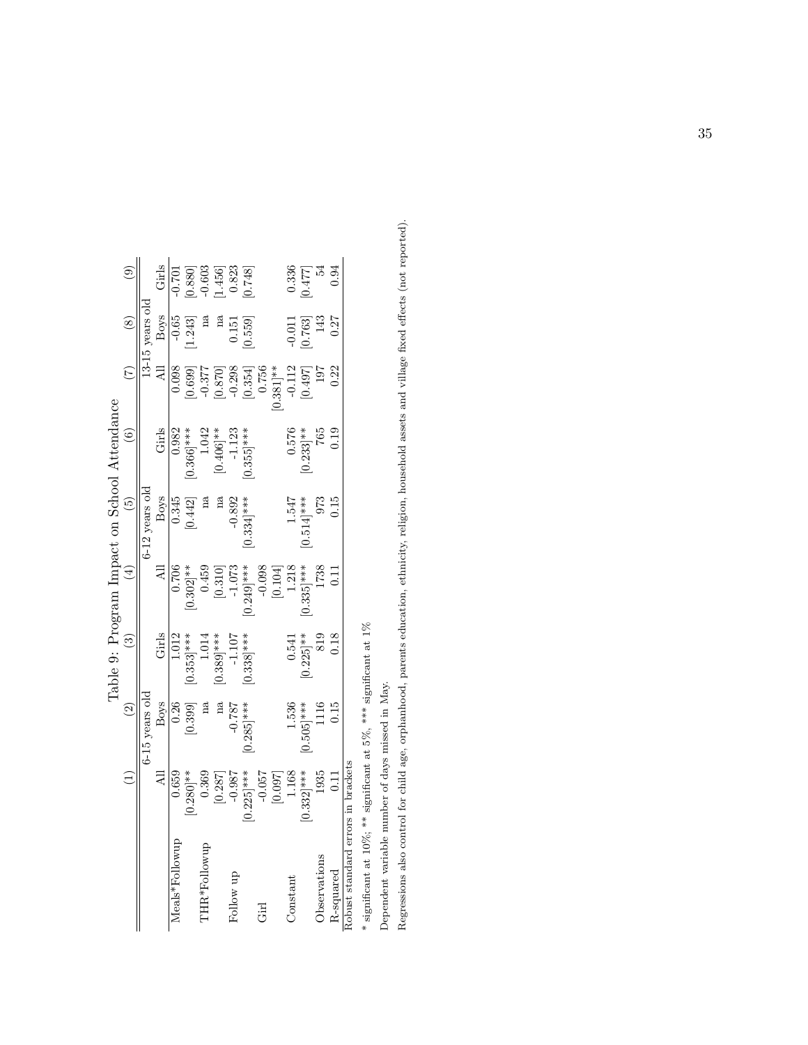Table 9: Program Impact on School Attendance

| | (1) | (2) | (3) | (4) | (5) | (6) | (7) | (8) | (9) |
|---|---|---|---|---|---|---|---|---|---|
| | 6-15 years old | | | 6-12 years old | | | 13-15 years old | | |
| | All | Boys | Girls | All | Boys | Girls | All | Boys | Girls |
| Meals*Followup | 0.659 | 0.26 | 1.012 | 0.706 | 0.345 | 0.982 | 0.098 | -0.65 | -0.701 |
| | [0.280]** | [0.399] | [0.353]*** | [0.302]** | [0.442] | [0.366]*** | [0.699] | [1.243] | [0.880] |
| THR*Followup | 0.369 | na | 1.014 | 0.459 | na | 1.042 | -0.377 | na | -0.603 |
| | [0.287] | na | [0.389]*** | [0.310] | na | [0.406]** | [0.870] | na | [1.456] |
| Follow up | -0.987 | -0.787 | -1.107 | -1.073 | -0.892 | -1.123 | -0.298 | 0.151 | 0.823 |
| | [0.225]*** | [0.285]*** | [0.338]*** | [0.249]*** | [0.334]*** | [0.355]*** | [0.354] | [0.559] | [0.748] |
| Girl | -0.057 | | | -0.098 | | | 0.756 | | |
| | [0.097] | | | [0.104] | | | [0.381]** | | |
| Constant | 1.168 | 1.536 | 0.541 | 1.218 | 1.547 | 0.576 | -0.112 | -0.011 | 0.336 |
| | [0.332]*** | [0.505]*** | [0.225]** | [0.335]*** | [0.514]*** | [0.233]** | [0.497] | [0.763] | [0.477] |
| Observations | 1935 | 1116 | 819 | 1738 | 973 | 765 | 197 | 143 | 54 |
| R-squared | 0.11 | 0.15 | 0.18 | 0.11 | 0.15 | 0.19 | 0.22 | 0.27 | 0.94 |

Robust standard errors in brackets

* significant at 10%; ** significant at 5%, *** significant at 1%

Dependent variable number of days missed in May.

Regressions also control for child age, orphanhood, parents education, ethnicity, religion, household assets and village fixed effects (not reported).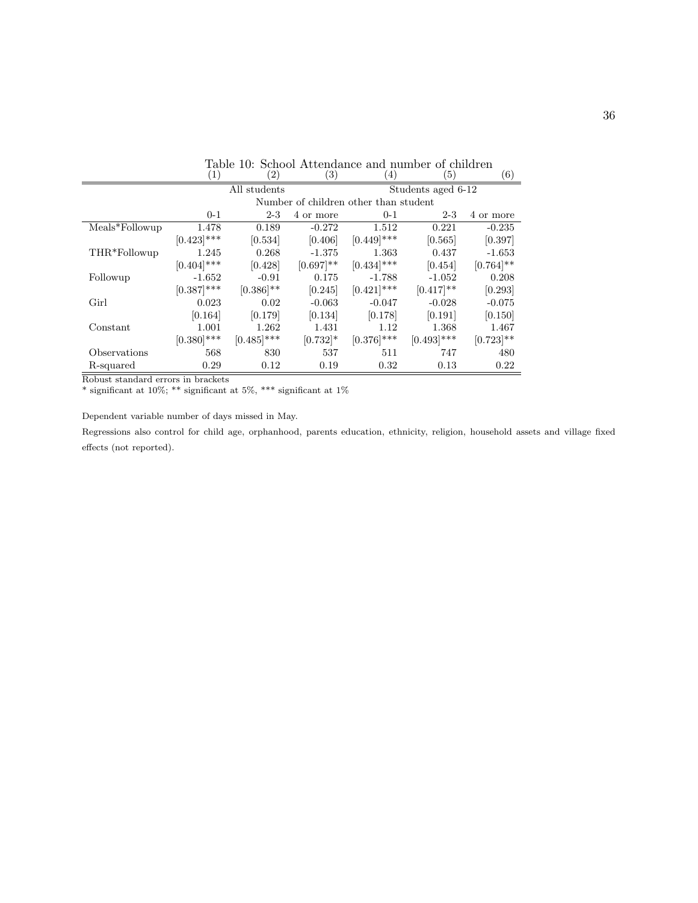Table 10: School Attendance and number of children

| | (1) | (2) | (3) | (4) | (5) | (6) |
|---|---|---|---|---|---|---|
| | All students | | | Students aged 6-12 | | |
| | Number of children other than student | | | | | |
| | 0-1 | 2-3 | 4 or more | 0-1 | 2-3 | 4 or more |
| Meals*Followup | 1.478 | 0.189 | -0.272 | 1.512 | 0.221 | -0.235 |
| | [0.423]*** | [0.534] | [0.406] | [0.449]*** | [0.565] | [0.397] |
| THR*Followup | 1.245 | 0.268 | -1.375 | 1.363 | 0.437 | -1.653 |
| | [0.404]*** | [0.428] | [0.697]** | [0.434]*** | [0.454] | [0.764]** |
| Followup | -1.652 | -0.91 | 0.175 | -1.788 | -1.052 | 0.208 |
| | [0.387]*** | [0.386]** | [0.245] | [0.421]*** | [0.417]** | [0.293] |
| Girl | 0.023 | 0.02 | -0.063 | -0.047 | -0.028 | -0.075 |
| | [0.164] | [0.179] | [0.134] | [0.178] | [0.191] | [0.150] |
| Constant | 1.001 | 1.262 | 1.431 | 1.12 | 1.368 | 1.467 |
| | [0.380]*** | [0.485]*** | [0.732]* | [0.376]*** | [0.493]*** | [0.723]** |
| Observations | 568 | 830 | 537 | 511 | 747 | 480 |
| R-squared | 0.29 | 0.12 | 0.19 | 0.32 | 0.13 | 0.22 |

Robust standard errors in brackets

* significant at 10%; ** significant at 5%, *** significant at 1%

Dependent variable number of days missed in May.

Regressions also control for child age, orphanhood, parents education, ethnicity, religion, household assets and village fixed effects (not reported).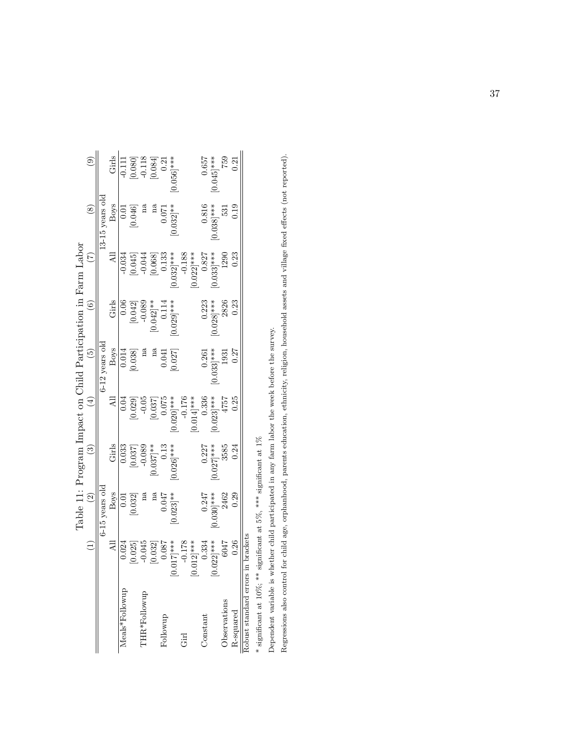Table 11: Program Impact on Child Participation in Farm Labor

| | (1) | (2) | (3) | (4) | (5) | (6) | (7) | (8) | (9) |
|---|---|---|---|---|---|---|---|---|---|
| | 6-15 years old | | | 6-12 years old | | | 13-15 years old | | |
| | All | Boys | Girls | All | Boys | Girls | All | Boys | Girls |
| Meals*Followup | 0.024 | 0.01 | 0.033 | 0.04 | 0.014 | 0.06 | -0.034 | 0.01 | -0.111 |
| | [0.025] | [0.032] | [0.037] | [0.029] | [0.038] | [0.042] | [0.045] | [0.046] | [0.080] |
| THR*Followup | -0.045 | na | -0.089 | -0.05 | na | -0.089 | -0.044 | na | -0.118 |
| | [0.032] | na | [0.037]** | [0.037] | na | [0.042]** | [0.068] | na | [0.084] |
| Followup | 0.087 | 0.047 | 0.13 | 0.075 | 0.041 | 0.114 | 0.133 | 0.071 | 0.21 |
| | [0.017]*** | [0.023]** | [0.026]*** | [0.020]*** | [0.027] | [0.029]*** | [0.032]*** | [0.032]** | [0.056]*** |
| Girl | -0.178 | | | -0.176 | | | -0.188 | | |
| | [0.012]*** | | | [0.014]*** | | | [0.022]*** | | |
| Constant | 0.334 | 0.247 | 0.227 | 0.336 | 0.261 | 0.223 | 0.827 | 0.816 | 0.657 |
| | [0.022]*** | [0.030]*** | [0.027]*** | [0.023]*** | [0.033]*** | [0.028]*** | [0.033]*** | [0.038]*** | [0.045]*** |
| Observations | 6047 | 2462 | 3585 | 4757 | 1931 | 2826 | 1290 | 531 | 759 |
| R-squared | 0.26 | 0.29 | 0.24 | 0.25 | 0.27 | 0.23 | 0.23 | 0.19 | 0.21 |

Robust standard errors in brackets

* significant at 10%; ** significant at 5%, *** significant at 1%

Dependent variable is whether child participated in any farm labor the week before the survey.

Regressions also control for child age, orphanhood, parents education, ethnicity, religion, household assets and village fixed effects (not reported).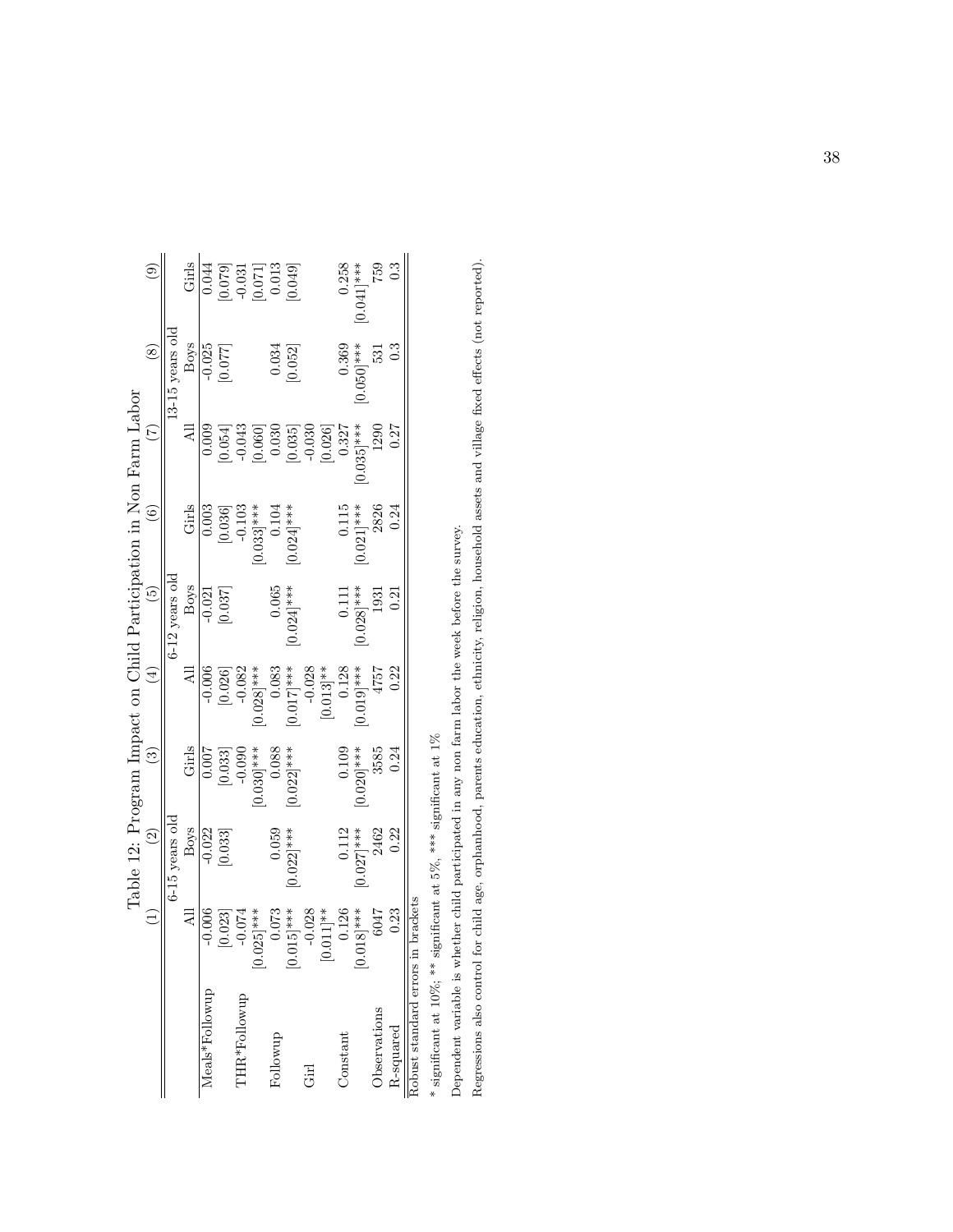Table 12: Program Impact on Child Participation in Non Farm Labor

| | (1) | (2) | (3) | (4) | (5) | (6) | (7) | (8) | (9) |
|---|---|---|---|---|---|---|---|---|---|
| | 6-15 years old | | | 6-12 years old | | | 13-15 years old | | |
| | All | Boys | Girls | All | Boys | Girls | All | Boys | Girls |
| Meals*Followup | -0.006 | -0.022 | 0.007 | -0.006 | -0.021 | 0.003 | 0.009 | -0.025 | 0.044 |
| | [0.023] | [0.033] | [0.033] | [0.026] | [0.037] | [0.036] | [0.054] | [0.077] | [0.079] |
| THR*Followup | -0.074 | | -0.090 | -0.082 | | -0.103 | -0.043 | | -0.031 |
| | [0.025]*** | | [0.030]*** | [0.028]*** | | [0.033]*** | [0.060] | | [0.071] |
| Followup | 0.073 | 0.059 | 0.088 | 0.083 | 0.065 | 0.104 | 0.030 | 0.034 | 0.013 |
| | [0.015]*** | [0.022]*** | [0.022]*** | [0.017]*** | [0.024]*** | [0.024]*** | [0.035] | [0.052] | [0.049] |
| Girl | -0.028 | | | -0.028 | | | -0.030 | | |
| | [0.011]** | | | [0.013]** | | | [0.026] | | |
| Constant | 0.126 | 0.112 | 0.109 | 0.128 | 0.111 | 0.115 | 0.327 | 0.369 | 0.258 |
| | [0.018]*** | [0.027]*** | [0.020]*** | [0.019]*** | [0.028]*** | [0.021]*** | [0.035]*** | [0.050]*** | [0.041]*** |
| Observations | 6047 | 2462 | 3585 | 4757 | 1931 | 2826 | 1290 | 531 | 759 |
| R-squared | 0.23 | 0.22 | 0.24 | 0.22 | 0.21 | 0.24 | 0.27 | 0.3 | 0.3 |

Robust standard errors in brackets

* significant at 10%; ** significant at 5%, *** significant at 1%

Dependent variable is whether child participated in any non farm labor the week before the survey.

Regressions also control for child age, orphanhood, parents education, ethnicity, religion, household assets and village fixed effects (not reported).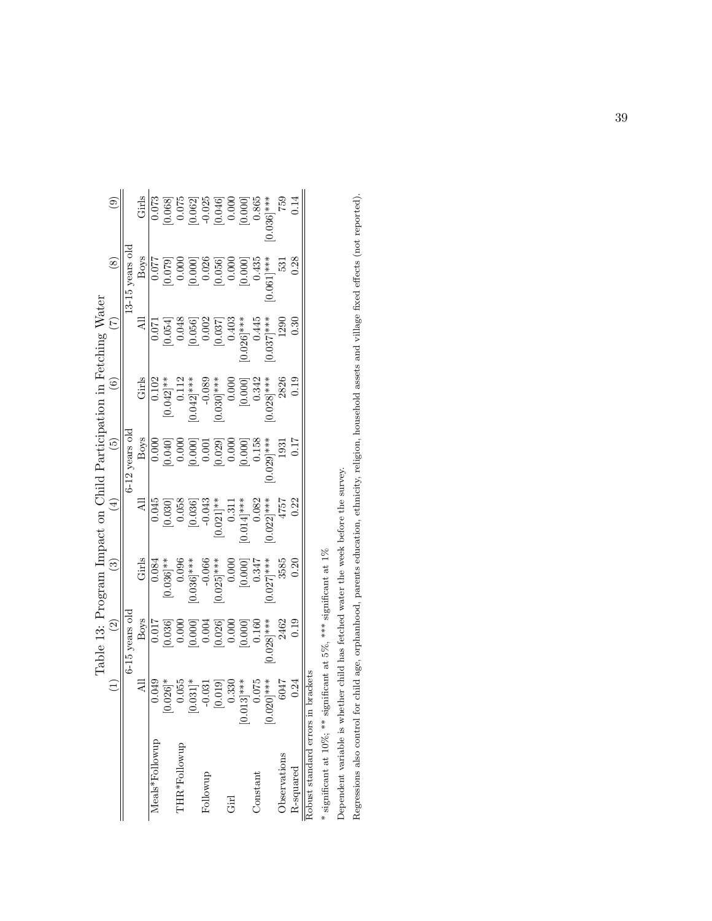Table 13: Program Impact on Child Participation in Fetching Water

| | (1) | (2) | (3) | (4) | (5) | (6) | (7) | (8) | (9) |
|---|---|---|---|---|---|---|---|---|---|
| | 6-15 years old | | | 6-12 years old | | | 13-15 years old | | |
| | All | Boys | Girls | All | Boys | Girls | All | Boys | Girls |
| Meals*Followup | 0.049 | 0.017 | 0.084 | 0.045 | 0.000 | 0.102 | 0.071 | 0.077 | 0.073 |
| | [0.026]* | [0.036] | [0.036]** | [0.030] | [0.040] | [0.042]** | [0.054] | [0.079] | [0.068] |
| THR*Followup | 0.055 | 0.000 | 0.096 | 0.058 | 0.000 | 0.112 | 0.048 | 0.000 | 0.075 |
| | [0.031]* | [0.000] | [0.036]*** | [0.036] | [0.000] | [0.042]*** | [0.056] | [0.000] | [0.062] |
| Followup | -0.031 | 0.004 | -0.066 | -0.043 | 0.001 | -0.089 | 0.002 | 0.026 | -0.025 |
| | [0.019] | [0.026] | [0.025]*** | [0.021]** | [0.029] | [0.030]*** | [0.037] | [0.056] | [0.046] |
| Girl | 0.330 | 0.000 | 0.000 | 0.311 | 0.000 | 0.000 | 0.403 | 0.000 | 0.000 |
| | [0.013]*** | [0.000] | [0.000] | [0.014]*** | [0.000] | [0.000] | [0.026]*** | [0.000] | [0.000] |
| Constant | 0.075 | 0.160 | 0.347 | 0.082 | 0.158 | 0.342 | 0.445 | 0.435 | 0.865 |
| | [0.020]*** | [0.028]*** | [0.027]*** | [0.022]*** | [0.029]*** | [0.028]*** | [0.037]*** | [0.061]*** | [0.036]*** |
| Observations | 6047 | 2462 | 3585 | 4757 | 1931 | 2826 | 1290 | 531 | 759 |
| R-squared | 0.24 | 0.19 | 0.20 | 0.22 | 0.17 | 0.19 | 0.30 | 0.28 | 0.14 |

Robust standard errors in brackets

* significant at 10%; ** significant at 5%, *** significant at 1%

Dependent variable is whether child has fetched water the week before the survey.

Regressions also control for child age, orphanhood, parents education, ethnicity, religion, household assets and village fixed effects (not reported).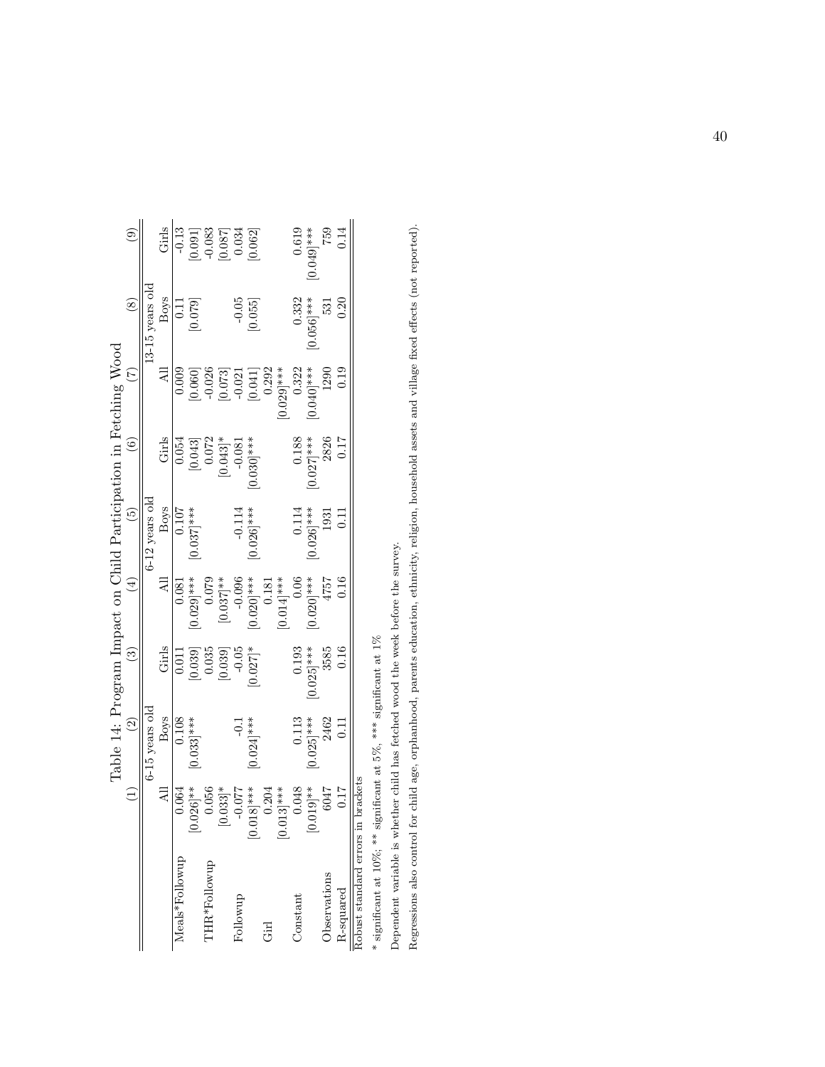Table 14: Program Impact on Child Participation in Fetching Wood

| | (1) | (2) | (3) | (4) | (5) | (6) | (7) | (8) | (9) |
|---|---|---|---|---|---|---|---|---|---|
| | 6-15 years old | | | 6-12 years old | | | 13-15 years old | | |
| | All | Boys | Girls | All | Boys | Girls | All | Boys | Girls |
| Meals*Followup | 0.064 | 0.108 | 0.011 | 0.081 | 0.107 | 0.054 | 0.009 | 0.11 | -0.13 |
| | [0.026]** | [0.033]*** | [0.039] | [0.029]*** | [0.037]*** | [0.043] | [0.060] | [0.079] | [0.091] |
| THR*Followup | 0.056 | | 0.035 | 0.079 | | 0.072 | -0.026 | | -0.083 |
| | [0.033]* | | [0.039] | [0.037]** | | [0.043]* | [0.073] | | [0.087] |
| Followup | -0.077 | -0.1 | -0.05 | -0.096 | -0.114 | -0.081 | -0.021 | -0.05 | 0.034 |
| | [0.018]*** | [0.024]*** | [0.027]* | [0.020]*** | [0.026]*** | [0.030]*** | [0.041] | [0.055] | [0.062] |
| Girl | 0.204 | | | 0.181 | | | 0.292 | | |
| | [0.013]*** | | | [0.014]*** | | | [0.029]*** | | |
| Constant | 0.048 | 0.113 | 0.193 | 0.06 | 0.114 | 0.188 | 0.322 | 0.332 | 0.619 |
| | [0.019]** | [0.025]*** | [0.025]*** | [0.020]*** | [0.026]*** | [0.027]*** | [0.040]*** | [0.056]*** | [0.049]*** |
| Observations | 6047 | 2462 | 3585 | 4757 | 1931 | 2826 | 1290 | 531 | 759 |
| R-squared | 0.17 | 0.11 | 0.16 | 0.16 | 0.11 | 0.17 | 0.19 | 0.20 | 0.14 |

Robust standard errors in brackets

* significant at 10%; ** significant at 5%, *** significant at 1%

Dependent variable is whether child has fetched wood the week before the survey.

Regressions also control for child age, orphanhood, parents education, ethnicity, religion, household assets and village fixed effects (not reported).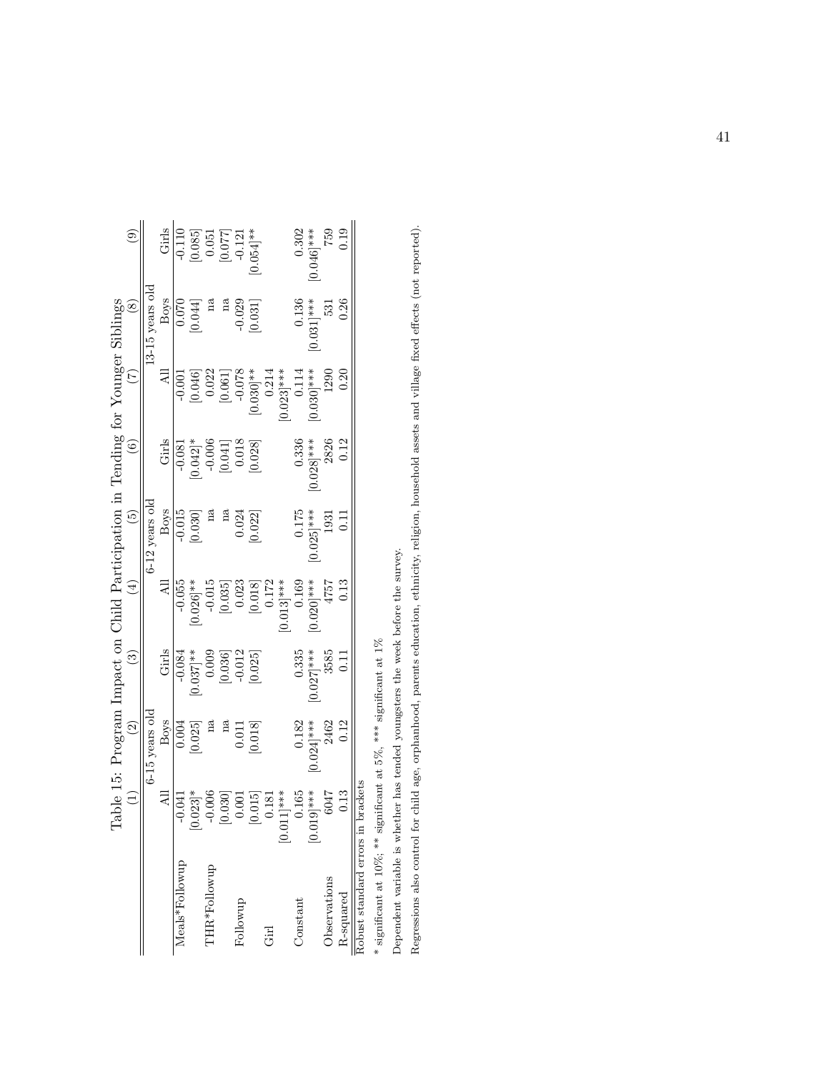Table 15: Program Impact on Child Participation in Tending for Younger Siblings

| | (1) | (2) | (3) | (4) | (5) | (6) | (7) | (8) | (9) |
|---|---|---|---|---|---|---|---|---|---|
| | 6-15 years old | | | 6-12 years old | | | 13-15 years old | | |
| | All | Boys | Girls | All | Boys | Girls | All | Boys | Girls |
| Meals*Followup | -0.041 | 0.004 | -0.084 | -0.055 | -0.015 | -0.081 | -0.001 | 0.070 | -0.110 |
| | [0.023]* | [0.025] | [0.037]** | [0.026]** | [0.030] | [0.042]* | [0.046] | [0.044] | [0.085] |
| THR*Followup | -0.006 | na | 0.009 | -0.015 | na | -0.006 | 0.022 | na | 0.051 |
| | [0.030] | na | [0.036] | [0.035] | na | [0.041] | [0.061] | na | [0.077] |
| Followup | 0.001 | 0.011 | -0.012 | 0.023 | 0.024 | 0.018 | -0.078 | -0.029 | -0.121 |
| | [0.015] | [0.018] | [0.025] | [0.018] | [0.022] | [0.028] | [0.030]** | [0.031] | [0.054]** |
| Girl | 0.181 | | | 0.172 | | | 0.214 | | |
| | [0.011]*** | | | [0.013]*** | | | [0.023]*** | | |
| Constant | 0.165 | 0.182 | 0.335 | 0.169 | 0.175 | 0.336 | 0.114 | 0.136 | 0.302 |
| | [0.019]*** | [0.024]*** | [0.027]*** | [0.020]*** | [0.025]*** | [0.028]*** | [0.030]*** | [0.031]*** | [0.046]*** |
| Observations | 6047 | 2462 | 3585 | 4757 | 1931 | 2826 | 1290 | 531 | 759 |
| R-squared | 0.13 | 0.12 | 0.11 | 0.13 | 0.11 | 0.12 | 0.20 | 0.26 | 0.19 |

Robust standard errors in brackets

* significant at 10%; ** significant at 5%, *** significant at 1%

Dependent variable is whether has tended youngsters the week before the survey.

Regressions also control for child age, orphanhood, parents education, ethnicity, religion, household assets and village fixed effects (not reported).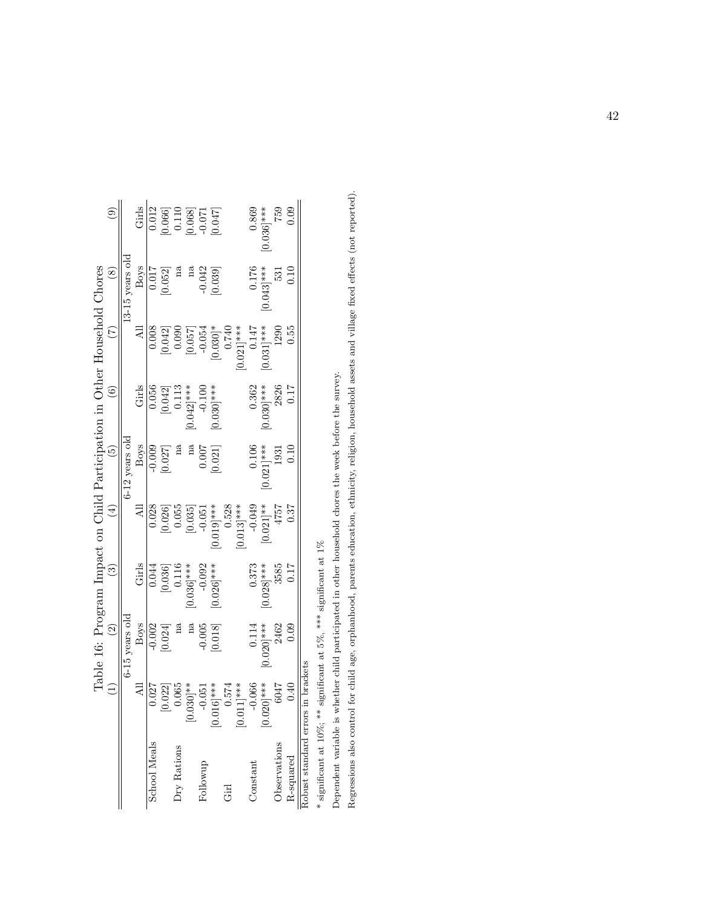Table 16: Program Impact on Child Participation in Other Household Chores

| | (1) | (2) | (3) | (4) | (5) | (6) | (7) | (8) | (9) |
|---|---|---|---|---|---|---|---|---|---|
| | 6-15 years old | | | 6-12 years old | | | 13-15 years old | | |
| | All | Boys | Girls | All | Boys | Girls | All | Boys | Girls |
| School Meals | 0.027 | -0.002 | 0.044 | 0.028 | -0.009 | 0.056 | 0.008 | 0.017 | 0.012 |
| | [0.022] | [0.024] | [0.036] | [0.026] | [0.027] | [0.042] | [0.042] | [0.052] | [0.066] |
| Dry Rations | 0.065 | na | 0.116 | 0.055 | na | 0.113 | 0.090 | na | 0.110 |
| | [0.030]** | na | [0.036]*** | [0.035] | na | [0.042]*** | [0.057] | na | [0.068] |
| Followup | -0.051 | -0.005 | -0.092 | -0.051 | 0.007 | -0.100 | -0.054 | -0.042 | -0.071 |
| | [0.016]*** | [0.018] | [0.026]*** | [0.019]*** | [0.021] | [0.030]*** | [0.030]* | [0.039] | [0.047] |
| Girl | 0.574 | | | 0.528 | | | 0.740 | | |
| | [0.011]*** | | | [0.013]*** | | | [0.021]*** | | |
| Constant | -0.066 | 0.114 | 0.373 | -0.049 | 0.106 | 0.362 | 0.147 | 0.176 | 0.869 |
| | [0.020]*** | [0.020]*** | [0.028]*** | [0.021]** | [0.021]*** | [0.030]*** | [0.031]*** | [0.043]*** | [0.036]*** |
| Observations | 6047 | 2462 | 3585 | 4757 | 1931 | 2826 | 1290 | 531 | 759 |
| R-squared | 0.40 | 0.09 | 0.17 | 0.37 | 0.10 | 0.17 | 0.55 | 0.10 | 0.09 |

Robust standard errors in brackets

* significant at 10%; ** significant at 5%, *** significant at 1%

Dependent variable is whether child participated in other household chores the week before the survey.

Regressions also control for child age, orphanhood, parents education, ethnicity, religion, household assets and village fixed effects (not reported).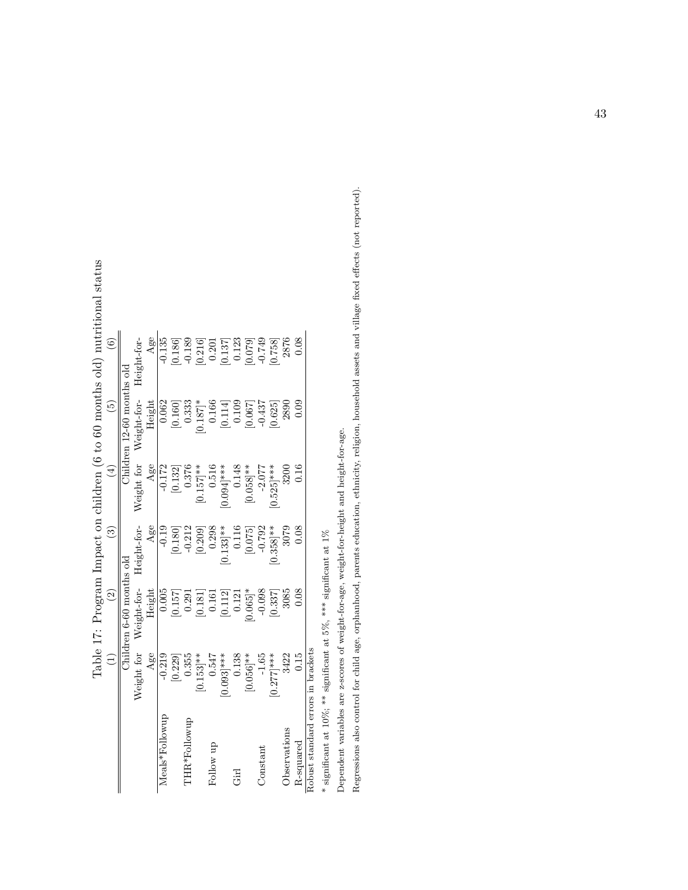Table 17: Program Impact on children (6 to 60 months old) nutritional status

| | (1) | (2) | (3) | (4) | (5) | (6) |
|---|---|---|---|---|---|---|
| | Children 6-60 months old | | | Children 12-60 months old | | |
| | Weight for Age | Weight-for-Height | Height-for-Age | Weight for Age | Weight-for-Height | Height-for-Age |
| Meals*Followup | -0.219 | 0.005 | -0.19 | -0.172 | 0.062 | -0.135 |
| | [0.229] | [0.157] | [0.180] | [0.132] | [0.160] | [0.186] |
| THR*Followup | 0.355 | 0.291 | -0.212 | 0.376 | 0.333 | -0.189 |
| | [0.153]** | [0.181] | [0.209] | [0.157]** | [0.187]* | [0.216] |
| Follow up | 0.547 | 0.161 | 0.298 | 0.516 | 0.166 | 0.201 |
| | [0.093]*** | [0.112] | [0.133]** | [0.094]*** | [0.114] | [0.137] |
| Girl | 0.138 | 0.121 | 0.116 | 0.148 | 0.109 | 0.123 |
| | [0.056]** | [0.065]* | [0.075] | [0.058]** | [0.067] | [0.079] |
| Constant | -1.65 | -0.098 | -0.792 | -2.077 | -0.437 | -0.749 |
| | [0.277]*** | [0.337] | [0.358]** | [0.525]*** | [0.625] | [0.758] |
| Observations | 3422 | 3085 | 3079 | 3200 | 2890 | 2876 |
| R-squared | 0.15 | 0.08 | 0.08 | 0.16 | 0.09 | 0.08 |

Robust standard errors in brackets

* significant at 10%; ** significant at 5%, *** significant at 1%

Dependent variables are z-scores of weight-for-age, weight-for-height and height-for-age.

Regressions also control for child age, orphanhood, parents education, ethnicity, religion, household assets and village fixed effects (not reported).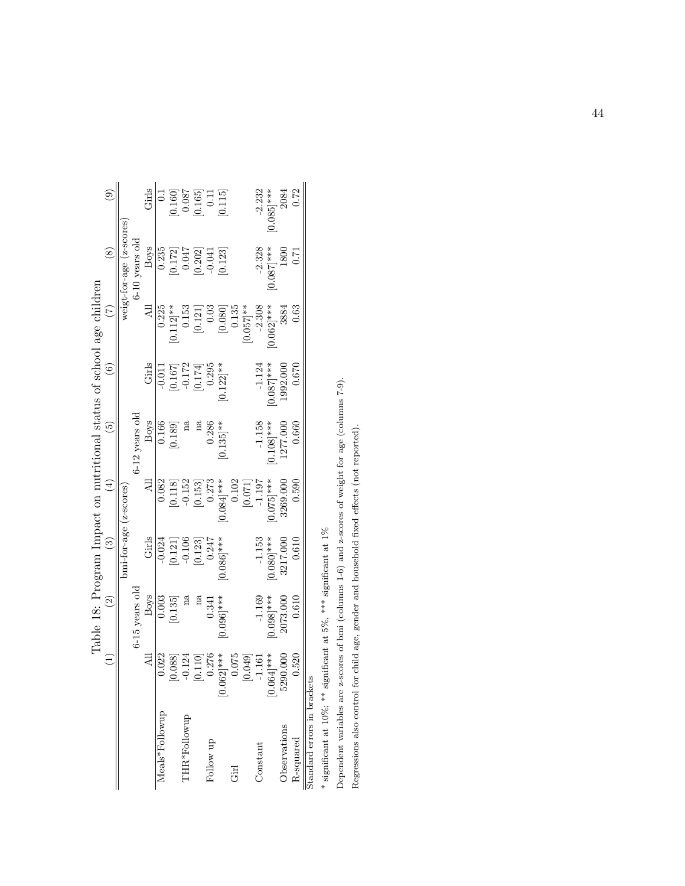Table 18: Program Impact on nutritional status of school age children

| | (1) | (2) | (3) | (4) | (5) | (6) | (7) | (8) | (9) |
|---|---|---|---|---|---|---|---|---|---|
| | bmi-for-age (z-scores) | | | | | | weigt-for-age (z-scores) | | |
| | 6-15 years old | | | 6-12 years old | | | 6-10 years old | | |
| | All | Boys | Girls | All | Boys | Girls | All | Boys | Girls |
| Meals*Followup | 0.022 | 0.003 | -0.024 | 0.082 | 0.166 | -0.011 | 0.225 | 0.235 | 0.1 |
| | [0.088] | [0.135] | [0.121] | [0.118] | [0.189] | [0.167] | [0.112]** | [0.172] | [0.160] |
| THR*Followup | -0.124 | na | -0.106 | -0.152 | na | -0.172 | 0.153 | 0.047 | 0.087 |
| | [0.110] | na | [0.123] | [0.153] | na | [0.174] | [0.121] | [0.202] | [0.165] |
| Follow up | 0.276 | 0.341 | 0.247 | 0.273 | 0.286 | 0.295 | 0.03 | -0.041 | 0.11 |
| | [0.062]*** | [0.096]*** | [0.086]*** | [0.084]*** | [0.135]** | [0.122]** | [0.080] | [0.123] | [0.115] |
| Girl | 0.075 | | | 0.102 | | | 0.135 | | |
| | [0.049] | | | [0.071] | | | [0.057]** | | |
| Constant | -1.161 | -1.169 | -1.153 | -1.197 | -1.158 | -1.124 | -2.308 | -2.328 | -2.232 |
| | [0.064]*** | [0.098]*** | [0.080]*** | [0.075]*** | [0.108]*** | [0.087]*** | [0.062]*** | [0.087]*** | [0.085]*** |
| Observations | 5290.000 | 2073.000 | 3217.000 | 3269.000 | 1277.000 | 1992.000 | 3884 | 1800 | 2084 |
| R-squared | 0.520 | 0.610 | 0.610 | 0.590 | 0.660 | 0.670 | 0.63 | 0.71 | 0.72 |

Standard errors in brackets

* significant at 10%; ** significant at 5%, *** significant at 1%

Dependent variables are z-scores of bmi (columns 1-6) and z-scores of weight for age (columns 7-9).

Regressions also control for child age, gender and household fixed effects (not reported).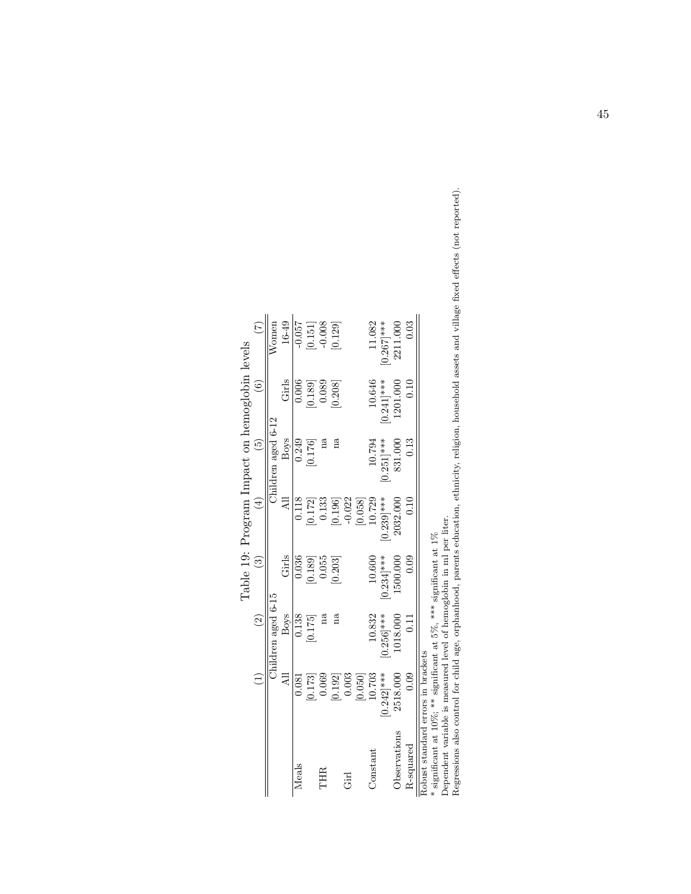Table 19: Program Impact on hemoglobin levels

| | (1) | (2) | (3) | (4) | (5) | (6) | (7) |
|---|---|---|---|---|---|---|---|
| | Children aged 6-15 | | | Children aged 6-12 | | | Women |
| | All | Boys | Girls | All | Boys | Girls | 16-49 |
| Meals | 0.081 | 0.138 | 0.036 | 0.118 | 0.249 | 0.006 | -0.057 |
| | [0.173] | [0.175] | [0.189] | [0.172] | [0.176] | [0.189] | [0.151] |
| THR | 0.069 | na | 0.055 | 0.133 | na | 0.089 | -0.008 |
| | [0.192] | na | [0.203] | [0.196] | na | [0.208] | [0.129] |
| Girl | 0.003 | | | -0.022 | | | |
| | [0.050] | | | [0.058] | | | |
| Constant | 10.703 | 10.832 | 10.600 | 10.729 | 10.794 | 10.646 | 11.082 |
| | [0.242]*** | [0.256]*** | [0.234]*** | [0.239]*** | [0.251]*** | [0.241]*** | [0.267]*** |
| Observations | 2518.000 | 1018.000 | 1500.000 | 2032.000 | 831.000 | 1201.000 | 2211.000 |
| R-squared | 0.09 | 0.11 | 0.09 | 0.10 | 0.13 | 0.10 | 0.03 |

Robust standard errors in brackets

* significant at 10%; ** significant at 5%, *** significant at 1%

Dependent variable is measured level of hemoglobin in ml per liter.

Regressions also control for child age, orphanhood, parents education, ethnicity, religion, household assets and village fixed effects (not reported).